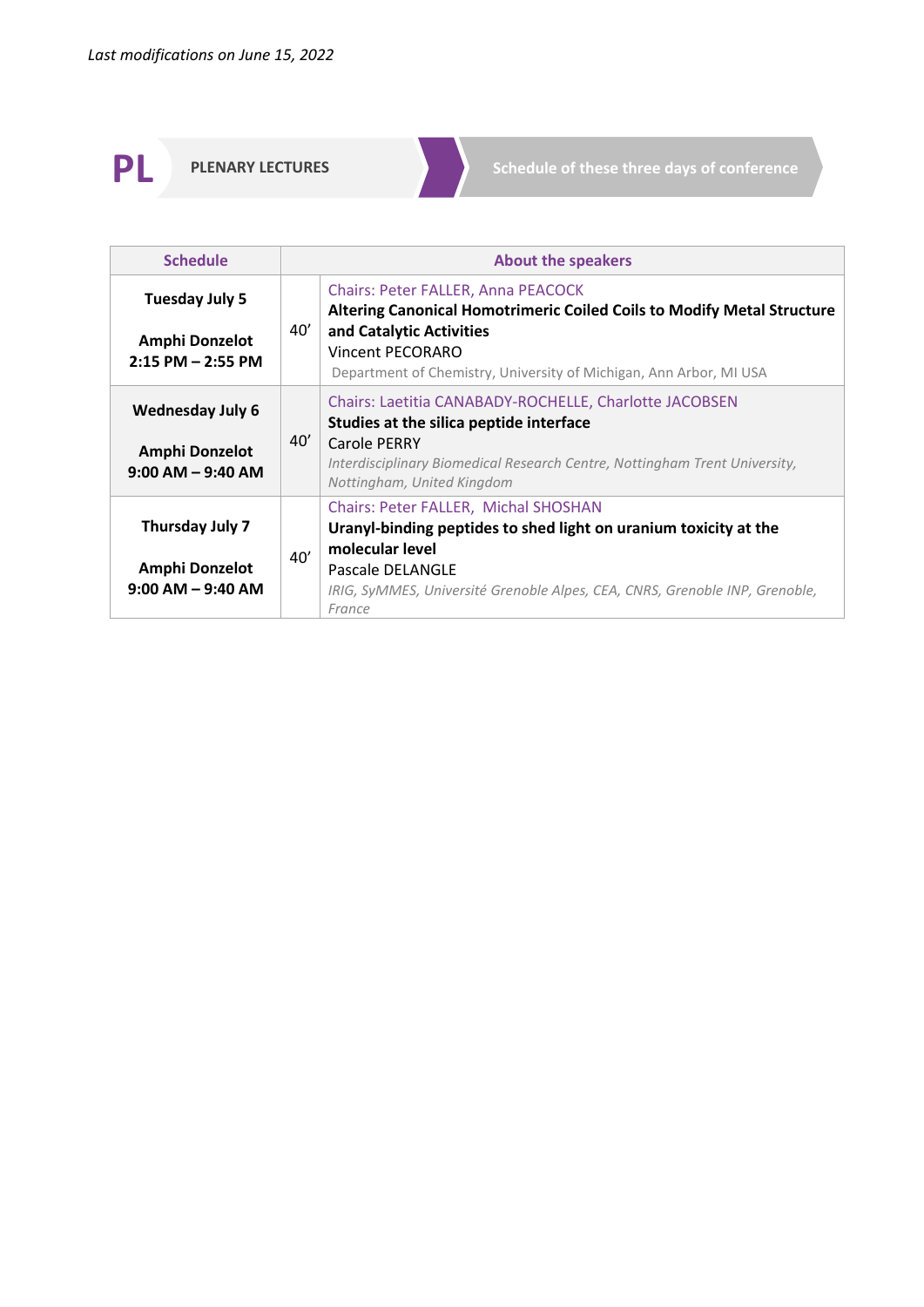*Last modifications on June 15, 2022*

# PL PLENARY LECTURES

**Schedule of these three days of conference**

| Schedule | | About the speakers |
|---|---|---|
| **Tuesday July 5**<br><br>**Amphi Donzelot**<br>**2:15 PM – 2:55 PM** | 40’ | Chairs: Peter FALLER, Anna PEACOCK<br>**Altering Canonical Homotrimeric Coiled Coils to Modify Metal Structure and Catalytic Activities**<br>Vincent PECORARO<br>Department of Chemistry, University of Michigan, Ann Arbor, MI USA |
| **Wednesday July 6**<br><br>**Amphi Donzelot**<br>**9:00 AM – 9:40 AM** | 40’ | Chairs: Laetitia CANABADY-ROCHELLE, Charlotte JACOBSEN<br>**Studies at the silica peptide interface**<br>Carole PERRY<br>*Interdisciplinary Biomedical Research Centre, Nottingham Trent University, Nottingham, United Kingdom* |
| **Thursday July 7**<br><br>**Amphi Donzelot**<br>**9:00 AM – 9:40 AM** | 40’ | Chairs: Peter FALLER, Michal SHOSHAN<br>**Uranyl-binding peptides to shed light on uranium toxicity at the molecular level**<br>Pascale DELANGLE<br>*IRIG, SyMMES, Université Grenoble Alpes, CEA, CNRS, Grenoble INP, Grenoble, France* |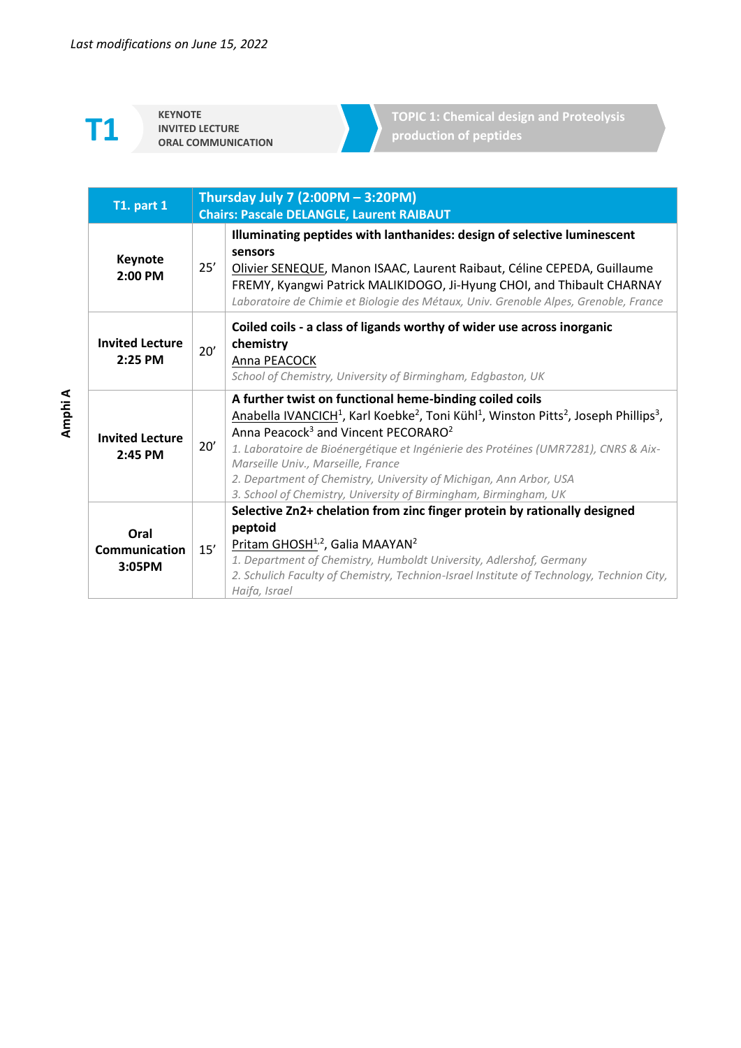*Last modifications on June 15, 2022*

# T1

**KEYNOTE**
**INVITED LECTURE**
**ORAL COMMUNICATION**

## TOPIC 1: Chemical design and Proteolysis production of peptides

**Amphi A**

| T1. part 1 | | Thursday July 7 (2:00PM – 3:20PM) Chairs: Pascale DELANGLE, Laurent RAIBAUT |
|---|---|---|
| **Keynote 2:00 PM** | 25' | **Illuminating peptides with lanthanides: design of selective luminescent sensors** Olivier SENEQUE, Manon ISAAC, Laurent Raibaut, Céline CEPEDA, Guillaume FREMY, Kyangwi Patrick MALIKIDOGO, Ji-Hyung CHOI, and Thibault CHARNAY *Laboratoire de Chimie et Biologie des Métaux, Univ. Grenoble Alpes, Grenoble, France* |
| **Invited Lecture 2:25 PM** | 20' | **Coiled coils - a class of ligands worthy of wider use across inorganic chemistry** Anna PEACOCK *School of Chemistry, University of Birmingham, Edgbaston, UK* |
| **Invited Lecture 2:45 PM** | 20' | **A further twist on functional heme-binding coiled coils** Anabella IVANCICH[1], Karl Koebke[2], Toni Kühl[1], Winston Pitts[2], Joseph Phillips[3], Anna Peacock[3] and Vincent PECORARO[2] *1. Laboratoire de Bioénergétique et Ingénierie des Protéines (UMR7281), CNRS & Aix-Marseille Univ., Marseille, France* *2. Department of Chemistry, University of Michigan, Ann Arbor, USA* *3. School of Chemistry, University of Birmingham, Birmingham, UK* |
| **Oral Communication 3:05PM** | 15' | **Selective Zn2+ chelation from zinc finger protein by rationally designed peptoid** Pritam GHOSH[1,2], Galia MAAYAN[2] *1. Department of Chemistry, Humboldt University, Adlershof, Germany* *2. Schulich Faculty of Chemistry, Technion-Israel Institute of Technology, Technion City, Haifa, Israel* |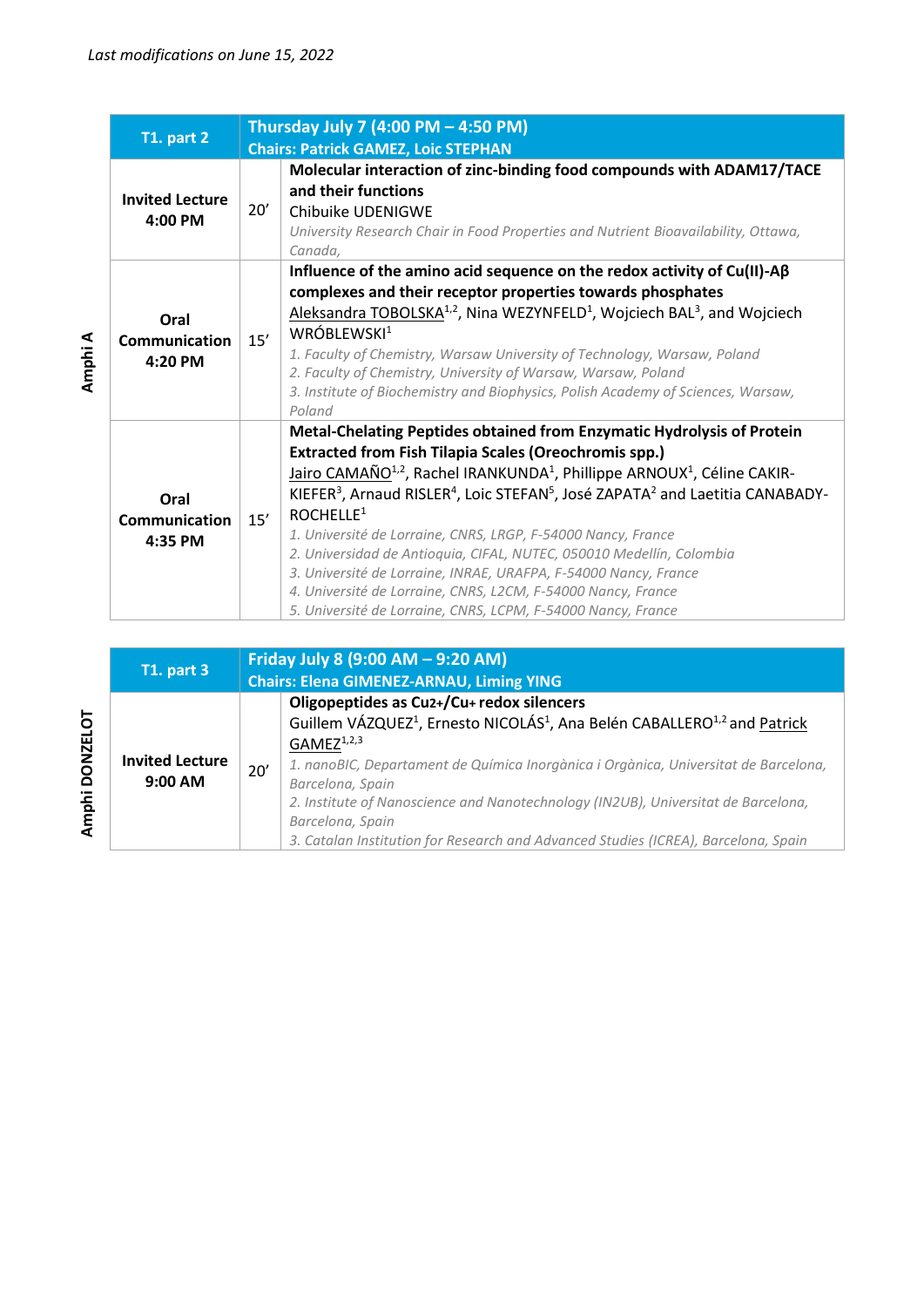*Last modifications on June 15, 2022*

**Amphi A**

| T1. part 2 | | Thursday July 7 (4:00 PM – 4:50 PM)<br>Chairs: Patrick GAMEZ, Loic STEPHAN |
|---|---|---|
| **Invited Lecture**<br>**4:00 PM** | 20’ | **Molecular interaction of zinc-binding food compounds with ADAM17/TACE and their functions**<br>Chibuike UDENIGWE<br>*University Research Chair in Food Properties and Nutrient Bioavailability, Ottawa, Canada,* |
| **Oral Communication**<br>**4:20 PM** | 15’ | **Influence of the amino acid sequence on the redox activity of Cu(II)-Aβ complexes and their receptor properties towards phosphates**<br>Aleksandra TOBOLSKA[1,2], Nina WEZYNFELD[1], Wojciech BAL[3], and Wojciech WRÓBLEWSKI[1]<br>*1. Faculty of Chemistry, Warsaw University of Technology, Warsaw, Poland*<br>*2. Faculty of Chemistry, University of Warsaw, Warsaw, Poland*<br>*3. Institute of Biochemistry and Biophysics, Polish Academy of Sciences, Warsaw, Poland* |
| **Oral Communication**<br>**4:35 PM** | 15’ | **Metal-Chelating Peptides obtained from Enzymatic Hydrolysis of Protein Extracted from Fish Tilapia Scales (Oreochromis spp.)**<br>Jairo CAMAÑO[1,2], Rachel IRANKUNDA[1], Phillippe ARNOUX[1], Céline CAKIR-KIEFER[3], Arnaud RISLER[4], Loic STEFAN[5], José ZAPATA[2] and Laetitia CANABADY-ROCHELLE[1]<br>*1. Université de Lorraine, CNRS, LRGP, F-54000 Nancy, France*<br>*2. Universidad de Antioquia, CIFAL, NUTEC, 050010 Medellín, Colombia*<br>*3. Université de Lorraine, INRAE, URAFPA, F-54000 Nancy, France*<br>*4. Université de Lorraine, CNRS, L2CM, F-54000 Nancy, France*<br>*5. Université de Lorraine, CNRS, LCPM, F-54000 Nancy, France* |

**Amphi DONZELOT**

| T1. part 3 | | Friday July 8 (9:00 AM – 9:20 AM)<br>Chairs: Elena GIMENEZ-ARNAU, Liming YING |
|---|---|---|
| **Invited Lecture**<br>**9:00 AM** | 20’ | **Oligopeptides as $Cu^{2+}$/$Cu^{+}$ redox silencers**<br>Guillem VÁZQUEZ[1], Ernesto NICOLÁS[1], Ana Belén CABALLERO[1,2] and Patrick GAMEZ[1,2,3]<br>*1. nanoBIC, Departament de Química Inorgànica i Orgànica, Universitat de Barcelona, Barcelona, Spain*<br>*2. Institute of Nanoscience and Nanotechnology (IN2UB), Universitat de Barcelona, Barcelona, Spain*<br>*3. Catalan Institution for Research and Advanced Studies (ICREA), Barcelona, Spain* |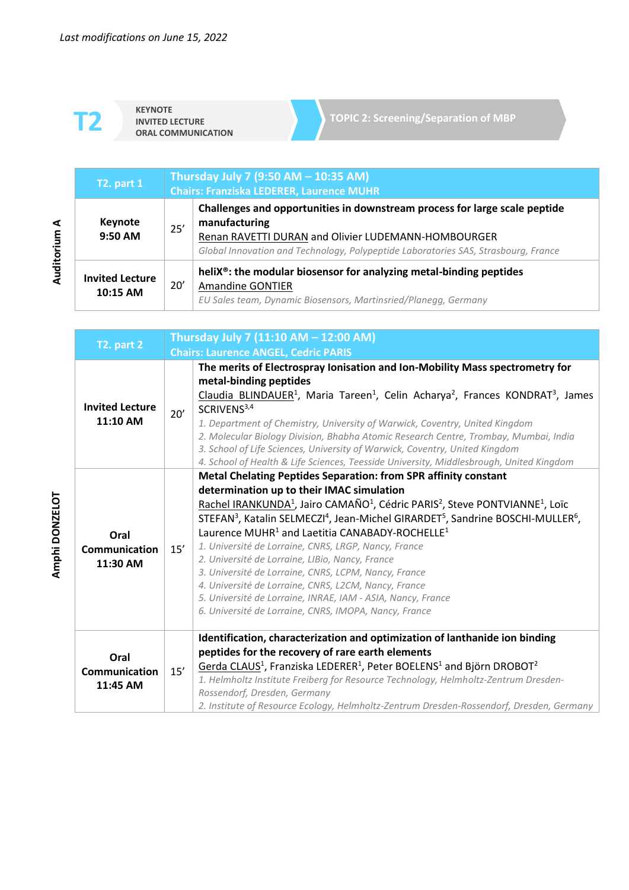*Last modifications on June 15, 2022*

# T2

KEYNOTE
INVITED LECTURE
ORAL COMMUNICATION

**TOPIC 2: Screening/Separation of MBP**

**Auditorium A**

| T2. part 1 | | Thursday July 7 (9:50 AM – 10:35 AM) Chairs: Franziska LEDERER, Laurence MUHR |
|---|---|---|
| **Keynote 9:50 AM** | 25' | **Challenges and opportunities in downstream process for large scale peptide manufacturing** <br> Renan RAVETTI DURAN and Olivier LUDEMANN-HOMBOURGER <br> *Global Innovation and Technology, Polypeptide Laboratories SAS, Strasbourg, France* |
| **Invited Lecture 10:15 AM** | 20' | **heliX®: the modular biosensor for analyzing metal-binding peptides** <br> Amandine GONTIER <br> *EU Sales team, Dynamic Biosensors, Martinsried/Planegg, Germany* |

**Amphi DONZELOT**

| T2. part 2 | | Thursday July 7 (11:10 AM – 12:00 AM) Chairs: Laurence ANGEL, Cedric PARIS |
|---|---|---|
| **Invited Lecture 11:10 AM** | 20' | **The merits of Electrospray Ionisation and Ion-Mobility Mass spectrometry for metal-binding peptides** <br> Claudia BLINDAUER[1], Maria Tareen[1], Celin Acharya[2], Frances KONDRAT[3], James SCRIVENS[3,4] <br> *1. Department of Chemistry, University of Warwick, Coventry, United Kingdom* <br> *2. Molecular Biology Division, Bhabha Atomic Research Centre, Trombay, Mumbai, India* <br> *3. School of Life Sciences, University of Warwick, Coventry, United Kingdom* <br> *4. School of Health & Life Sciences, Teesside University, Middlesbrough, United Kingdom* |
| **Oral Communication 11:30 AM** | 15' | **Metal Chelating Peptides Separation: from SPR affinity constant determination up to their IMAC simulation** <br> Rachel IRANKUNDA[1], Jairo CAMAÑO[1], Cédric PARIS[2], Steve PONTVIANNE[1], Loïc STEFAN[3], Katalin SELMECZI[4], Jean-Michel GIRARDET[5], Sandrine BOSCHI-MULLER[6], Laurence MUHR[1] and Laetitia CANABADY-ROCHELLE[1] <br> *1. Université de Lorraine, CNRS, LRGP, Nancy, France* <br> *2. Université de Lorraine, LIBio, Nancy, France* <br> *3. Université de Lorraine, CNRS, LCPM, Nancy, France* <br> *4. Université de Lorraine, CNRS, L2CM, Nancy, France* <br> *5. Université de Lorraine, INRAE, IAM - ASIA, Nancy, France* <br> *6. Université de Lorraine, CNRS, IMOPA, Nancy, France* |
| **Oral Communication 11:45 AM** | 15' | **Identification, characterization and optimization of lanthanide ion binding peptides for the recovery of rare earth elements** <br> Gerda CLAUS[1], Franziska LEDERER[1], Peter BOELENS[1] and Björn DROBOT[2] <br> *1. Helmholtz Institute Freiberg for Resource Technology, Helmholtz-Zentrum Dresden-Rossendorf, Dresden, Germany* <br> *2. Institute of Resource Ecology, Helmholtz-Zentrum Dresden-Rossendorf, Dresden, Germany* |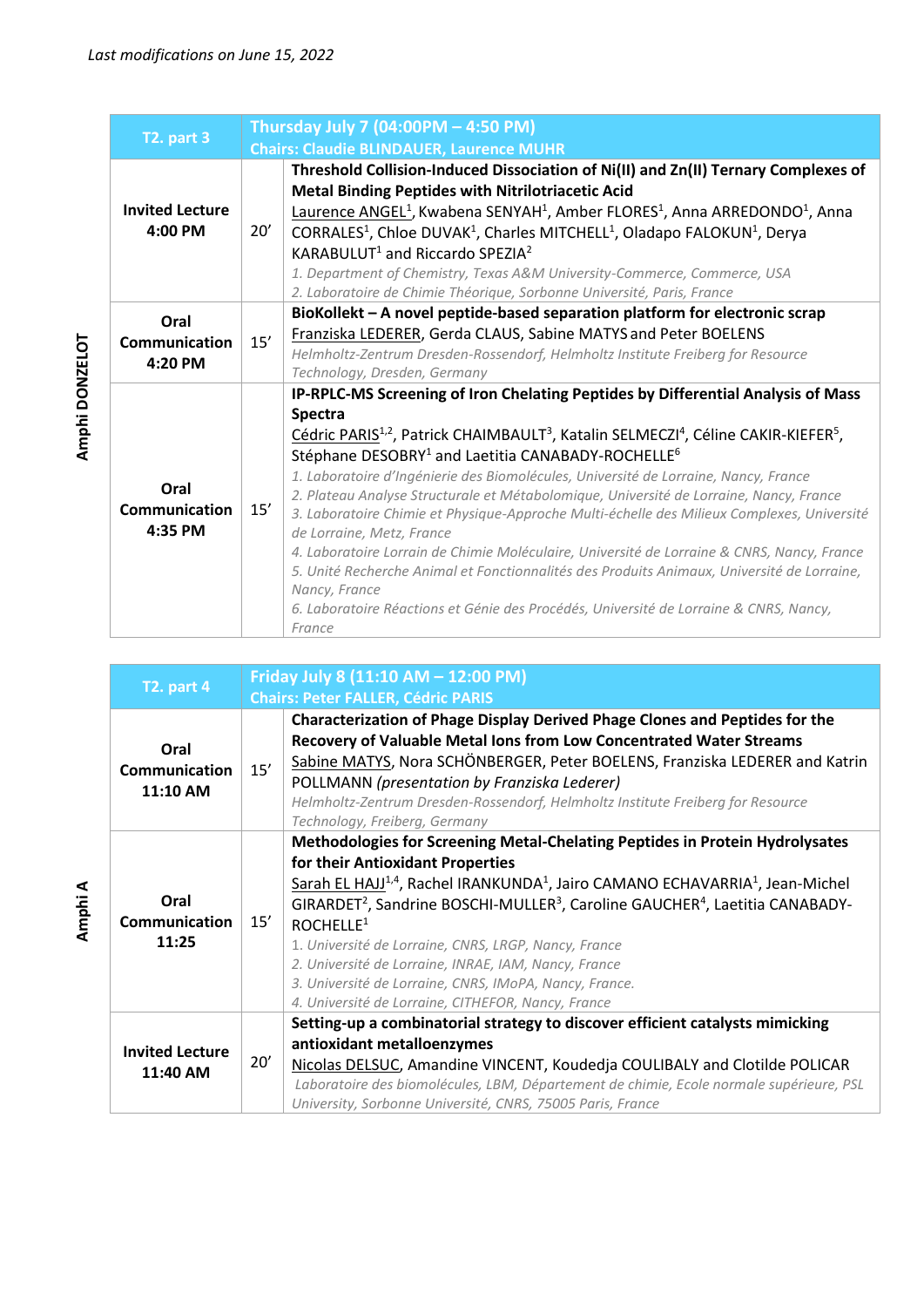*Last modifications on June 15, 2022*

**Amphi DONZELOT**

| T2. part 3 | | Thursday July 7 (04:00PM – 4:50 PM)<br>Chairs: Claudie BLINDAUER, Laurence MUHR |
|---|---|---|
| **Invited Lecture**<br>**4:00 PM** | 20' | **Threshold Collision-Induced Dissociation of Ni(II) and Zn(II) Ternary Complexes of Metal Binding Peptides with Nitrilotriacetic Acid**<br>Laurence ANGEL[1], Kwabena SENYAH[1], Amber FLORES[1], Anna ARREDONDO[1], Anna CORRALES[1], Chloe DUVAK[1], Charles MITCHELL[1], Oladapo FALOKUN[1], Derya KARABULUT[1] and Riccardo SPEZIA[2]<br>*1. Department of Chemistry, Texas A&M University-Commerce, Commerce, USA*<br>*2. Laboratoire de Chimie Théorique, Sorbonne Université, Paris, France* |
| **Oral Communication**<br>**4:20 PM** | 15' | **BioKollekt – A novel peptide-based separation platform for electronic scrap**<br>Franziska LEDERER, Gerda CLAUS, Sabine MATYS and Peter BOELENS<br>*Helmholtz-Zentrum Dresden-Rossendorf, Helmholtz Institute Freiberg for Resource Technology, Dresden, Germany* |
| **Oral Communication**<br>**4:35 PM** | 15' | **IP-RPLC-MS Screening of Iron Chelating Peptides by Differential Analysis of Mass Spectra**<br>Cédric PARIS[1,2], Patrick CHAIMBAULT[3], Katalin SELMECZI[4], Céline CAKIR-KIEFER[5], Stéphane DESOBRY[1] and Laetitia CANABADY-ROCHELLE[6]<br>*1. Laboratoire d'Ingénierie des Biomolécules, Université de Lorraine, Nancy, France*<br>*2. Plateau Analyse Structurale et Métabolomique, Université de Lorraine, Nancy, France*<br>*3. Laboratoire Chimie et Physique-Approche Multi-échelle des Milieux Complexes, Université de Lorraine, Metz, France*<br>*4. Laboratoire Lorrain de Chimie Moléculaire, Université de Lorraine & CNRS, Nancy, France*<br>*5. Unité Recherche Animal et Fonctionnalités des Produits Animaux, Université de Lorraine, Nancy, France*<br>*6. Laboratoire Réactions et Génie des Procédés, Université de Lorraine & CNRS, Nancy, France* |

**Amphi A**

| T2. part 4 | | Friday July 8 (11:10 AM – 12:00 PM)<br>Chairs: Peter FALLER, Cédric PARIS |
|---|---|---|
| **Oral Communication**<br>**11:10 AM** | 15' | **Characterization of Phage Display Derived Phage Clones and Peptides for the Recovery of Valuable Metal Ions from Low Concentrated Water Streams**<br>Sabine MATYS, Nora SCHÖNBERGER, Peter BOELENS, Franziska LEDERER and Katrin POLLMANN *(presentation by Franziska Lederer)*<br>*Helmholtz-Zentrum Dresden-Rossendorf, Helmholtz Institute Freiberg for Resource Technology, Freiberg, Germany* |
| **Oral Communication**<br>**11:25** | 15' | **Methodologies for Screening Metal-Chelating Peptides in Protein Hydrolysates for their Antioxidant Properties**<br>Sarah EL HAJJ[1,4], Rachel IRANKUNDA[1], Jairo CAMANO ECHAVARRIA[1], Jean-Michel GIRARDET[2], Sandrine BOSCHI-MULLER[3], Caroline GAUCHER[4], Laetitia CANABADY-ROCHELLE[1]<br>*1. Université de Lorraine, CNRS, LRGP, Nancy, France*<br>*2. Université de Lorraine, INRAE, IAM, Nancy, France*<br>*3. Université de Lorraine, CNRS, IMoPA, Nancy, France.*<br>*4. Université de Lorraine, CITHEFOR, Nancy, France* |
| **Invited Lecture**<br>**11:40 AM** | 20' | **Setting-up a combinatorial strategy to discover efficient catalysts mimicking antioxidant metalloenzymes**<br>Nicolas DELSUC, Amandine VINCENT, Koudedja COULIBALY and Clotilde POLICAR<br>*Laboratoire des biomolécules, LBM, Département de chimie, Ecole normale supérieure, PSL University, Sorbonne Université, CNRS, 75005 Paris, France* |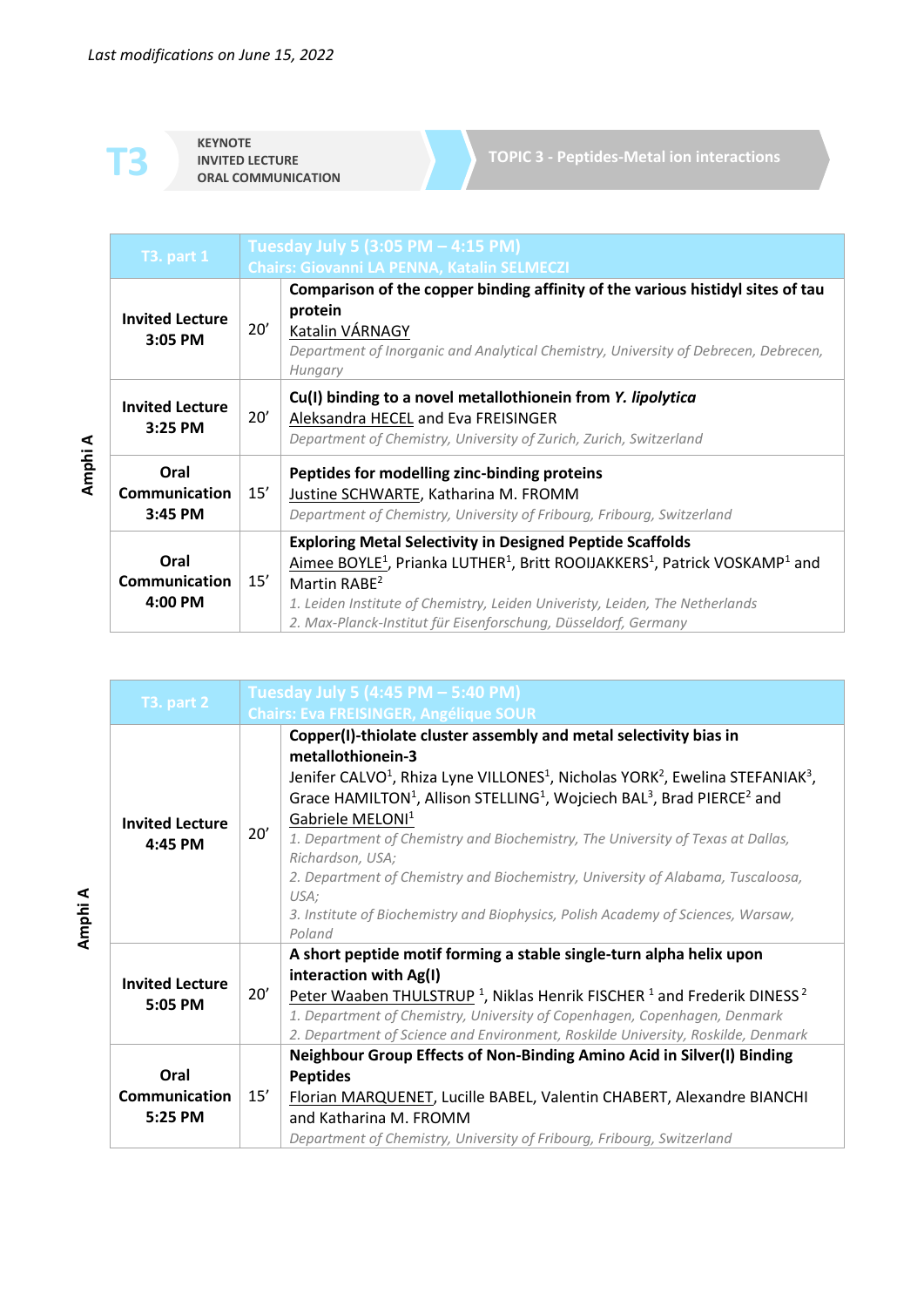*Last modifications on June 15, 2022*

# T3

KEYNOTE
INVITED LECTURE
ORAL COMMUNICATION

## TOPIC 3 - Peptides-Metal ion interactions

**Amphi A**

| T3. part 1 | | Tuesday July 5 (3:05 PM – 4:15 PM) Chairs: Giovanni LA PENNA, Katalin SELMECZI |
|---|---|---|
| **Invited Lecture 3:05 PM** | 20' | **Comparison of the copper binding affinity of the various histidyl sites of tau protein** Katalin VÁRNAGY *Department of Inorganic and Analytical Chemistry, University of Debrecen, Debrecen, Hungary* |
| **Invited Lecture 3:25 PM** | 20' | **Cu(I) binding to a novel metallothionein from *Y. lipolytica*** Aleksandra HECEL and Eva FREISINGER *Department of Chemistry, University of Zurich, Zurich, Switzerland* |
| **Oral Communication 3:45 PM** | 15' | **Peptides for modelling zinc-binding proteins** Justine SCHWARTE, Katharina M. FROMM *Department of Chemistry, University of Fribourg, Fribourg, Switzerland* |
| **Oral Communication 4:00 PM** | 15' | **Exploring Metal Selectivity in Designed Peptide Scaffolds** Aimee BOYLE[1], Prianka LUTHER[1], Britt ROOIJAKKERS[1], Patrick VOSKAMP[1] and Martin RABE[2] *1. Leiden Institute of Chemistry, Leiden Univeristy, Leiden, The Netherlands* *2. Max-Planck-Institut für Eisenforschung, Düsseldorf, Germany* |

**Amphi A**

| T3. part 2 | | Tuesday July 5 (4:45 PM – 5:40 PM) Chairs: Eva FREISINGER, Angélique SOUR |
|---|---|---|
| **Invited Lecture 4:45 PM** | 20' | **Copper(I)-thiolate cluster assembly and metal selectivity bias in metallothionein-3** Jenifer CALVO[1], Rhiza Lyne VILLONES[1], Nicholas YORK[2], Ewelina STEFANIAK[3], Grace HAMILTON[1], Allison STELLING[1], Wojciech BAL[3], Brad PIERCE[2] and Gabriele MELONI[1] *1. Department of Chemistry and Biochemistry, The University of Texas at Dallas, Richardson, USA;* *2. Department of Chemistry and Biochemistry, University of Alabama, Tuscaloosa, USA;* *3. Institute of Biochemistry and Biophysics, Polish Academy of Sciences, Warsaw, Poland* |
| **Invited Lecture 5:05 PM** | 20' | **A short peptide motif forming a stable single-turn alpha helix upon interaction with Ag(I)** Peter Waaben THULSTRUP [1], Niklas Henrik FISCHER [1] and Frederik DINESS [2] *1. Department of Chemistry, University of Copenhagen, Copenhagen, Denmark* *2. Department of Science and Environment, Roskilde University, Roskilde, Denmark* |
| **Oral Communication 5:25 PM** | 15' | **Neighbour Group Effects of Non-Binding Amino Acid in Silver(I) Binding Peptides** Florian MARQUENET, Lucille BABEL, Valentin CHABERT, Alexandre BIANCHI and Katharina M. FROMM *Department of Chemistry, University of Fribourg, Fribourg, Switzerland* |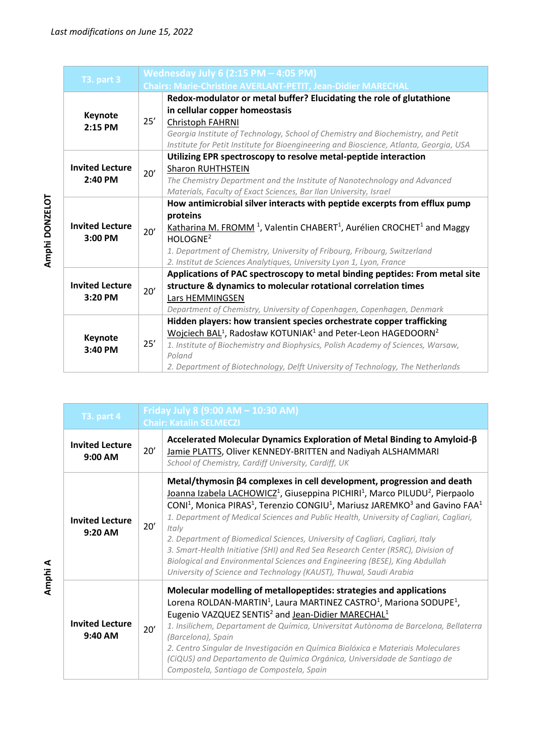*Last modifications on June 15, 2022*

**Amphi DONZELOT**

| T3. part 3 | Wednesday July 6 (2:15 PM – 4:05 PM) Chairs: Marie-Christine AVERLANT-PETIT, Jean-Didier MARECHAL | |
|---|---|---|
| **Keynote 2:15 PM** | 25' | **Redox-modulator or metal buffer? Elucidating the role of glutathione in cellular copper homeostasis** <br> Christoph FAHRNI <br> *Georgia Institute of Technology, School of Chemistry and Biochemistry, and Petit Institute for Petit Institute for Bioengineering and Bioscience, Atlanta, Georgia, USA* |
| **Invited Lecture 2:40 PM** | 20' | **Utilizing EPR spectroscopy to resolve metal-peptide interaction** <br> Sharon RUHTHSTEIN <br> *The Chemistry Department and the Institute of Nanotechnology and Advanced Materials, Faculty of Exact Sciences, Bar Ilan University, Israel* |
| **Invited Lecture 3:00 PM** | 20' | **How antimicrobial silver interacts with peptide excerpts from efflux pump proteins** <br> Katharina M. FROMM [1], Valentin CHABERT[1], Aurélien CROCHET[1] and Maggy HOLOGNE[2] <br> *1. Department of Chemistry, University of Fribourg, Fribourg, Switzerland* <br> *2. Institut de Sciences Analytiques, University Lyon 1, Lyon, France* |
| **Invited Lecture 3:20 PM** | 20' | **Applications of PAC spectroscopy to metal binding peptides: From metal site structure & dynamics to molecular rotational correlation times** <br> Lars HEMMINGSEN <br> *Department of Chemistry, University of Copenhagen, Copenhagen, Denmark* |
| **Keynote 3:40 PM** | 25' | **Hidden players: how transient species orchestrate copper trafficking** <br> Wojciech BAL[1], Radosław KOTUNIAK[1] and Peter-Leon HAGEDOORN[2] <br> *1. Institute of Biochemistry and Biophysics, Polish Academy of Sciences, Warsaw, Poland* <br> *2. Department of Biotechnology, Delft University of Technology, The Netherlands* |

**Amphi A**

| T3. part 4 | Friday July 8 (9:00 AM – 10:30 AM) Chair: Katalin SELMECZI | |
|---|---|---|
| **Invited Lecture 9:00 AM** | 20' | **Accelerated Molecular Dynamics Exploration of Metal Binding to Amyloid-β** <br> Jamie PLATTS, Oliver KENNEDY-BRITTEN and Nadiyah ALSHAMMARI <br> *School of Chemistry, Cardiff University, Cardiff, UK* |
| **Invited Lecture 9:20 AM** | 20' | **Metal/thymosin β4 complexes in cell development, progression and death** <br> Joanna Izabela LACHOWICZ[1], Giuseppina PICHIRI[1], Marco PILUDU[2], Pierpaolo CONI[1], Monica PIRAS[1], Terenzio CONGIU[1], Mariusz JAREMKO[3] and Gavino FAA[1] <br> *1. Department of Medical Sciences and Public Health, University of Cagliari, Cagliari, Italy* <br> *2. Department of Biomedical Sciences, University of Cagliari, Cagliari, Italy* <br> *3. Smart-Health Initiative (SHI) and Red Sea Research Center (RSRC), Division of Biological and Environmental Sciences and Engineering (BESE), King Abdullah University of Science and Technology (KAUST), Thuwal, Saudi Arabia* |
| **Invited Lecture 9:40 AM** | 20' | **Molecular modelling of metallopeptides: strategies and applications** <br> Lorena ROLDAN-MARTIN[1], Laura MARTINEZ CASTRO[1], Mariona SODUPE[1], Eugenio VAZQUEZ SENTIS[2] and Jean-Didier MARECHAL[1] <br> *1. Insilichem, Departament de Química, Universitat Autònoma de Barcelona, Bellaterra (Barcelona), Spain* <br> *2. Centro Singular de Investigación en Química Biolóxica e Materiais Moleculares (CiQUS) and Departamento de Química Orgánica, Universidade de Santiago de Compostela, Santiago de Compostela, Spain* |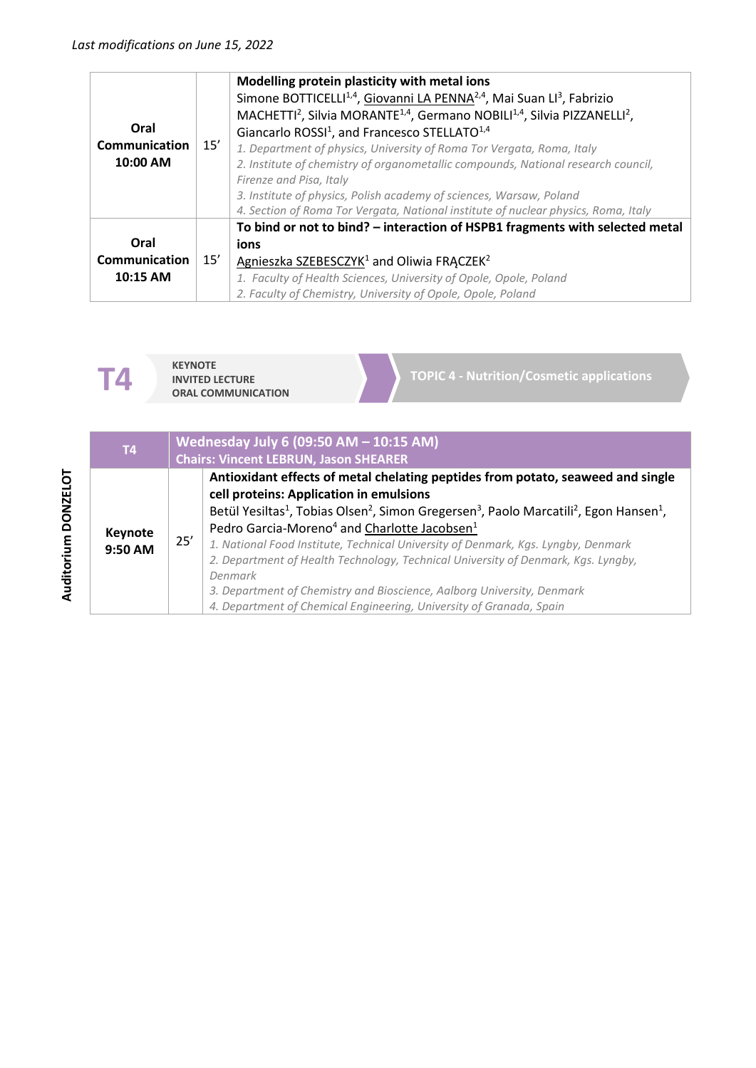*Last modifications on June 15, 2022*

| | | |
|---|---|---|
| **Oral Communication 10:00 AM** | 15' | **Modelling protein plasticity with metal ions**<br>Simone BOTTICELLI[1,4], Giovanni LA PENNA[2,4], Mai Suan LI[3], Fabrizio MACHETTI[2], Silvia MORANTE[1,4], Germano NOBILI[1,4], Silvia PIZZANELLI[2], Giancarlo ROSSI[1], and Francesco STELLATO[1,4]<br>*1. Department of physics, University of Roma Tor Vergata, Roma, Italy*<br>*2. Institute of chemistry of organometallic compounds, National research council, Firenze and Pisa, Italy*<br>*3. Institute of physics, Polish academy of sciences, Warsaw, Poland*<br>*4. Section of Roma Tor Vergata, National institute of nuclear physics, Roma, Italy* |
| **Oral Communication 10:15 AM** | 15' | **To bind or not to bind? – interaction of HSPB1 fragments with selected metal ions**<br>Agnieszka SZEBESCZYK[1] and Oliwia FRĄCZEK[2]<br>*1. Faculty of Health Sciences, University of Opole, Opole, Poland*<br>*2. Faculty of Chemistry, University of Opole, Opole, Poland* |

## T4

**KEYNOTE**
**INVITED LECTURE**
**ORAL COMMUNICATION**

**TOPIC 4 - Nutrition/Cosmetic applications**

**Auditorium DONZELOT**

| T4 | | Wednesday July 6 (09:50 AM – 10:15 AM)<br>Chairs: Vincent LEBRUN, Jason SHEARER |
|---|---|---|
| **Keynote 9:50 AM** | 25' | **Antioxidant effects of metal chelating peptides from potato, seaweed and single cell proteins: Application in emulsions**<br>Betül Yesiltas[1], Tobias Olsen[2], Simon Gregersen[3], Paolo Marcatili[2], Egon Hansen[1], Pedro Garcia-Moreno[4] and Charlotte Jacobsen[1]<br>*1. National Food Institute, Technical University of Denmark, Kgs. Lyngby, Denmark*<br>*2. Department of Health Technology, Technical University of Denmark, Kgs. Lyngby, Denmark*<br>*3. Department of Chemistry and Bioscience, Aalborg University, Denmark*<br>*4. Department of Chemical Engineering, University of Granada, Spain* |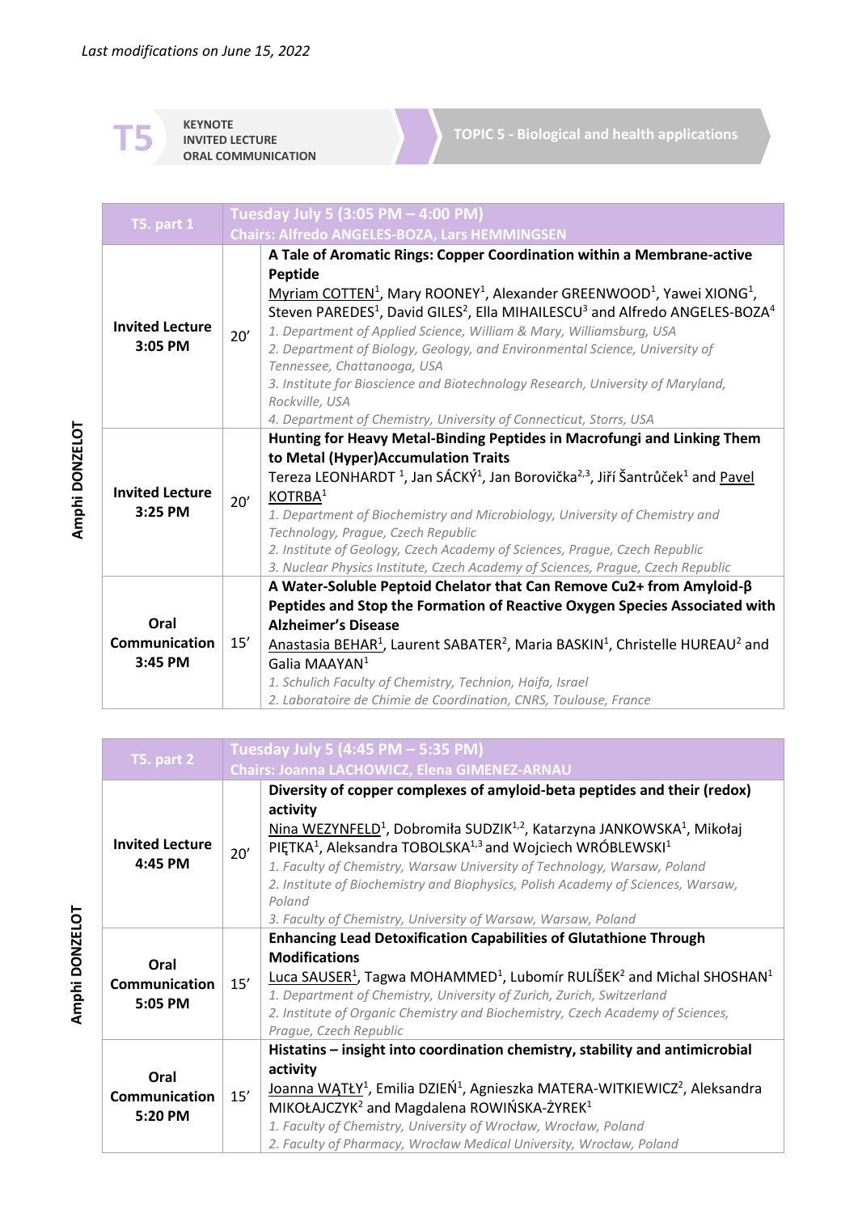*Last modifications on June 15, 2022*

# T5

KEYNOTE
INVITED LECTURE
ORAL COMMUNICATION

## TOPIC 5 - Biological and health applications

**Amphi DONZELOT**

| T5. part 1 | | Tuesday July 5 (3:05 PM – 4:00 PM)<br>Chairs: Alfredo ANGELES-BOZA, Lars HEMMINGSEN |
|---|---|---|
| **Invited Lecture 3:05 PM** | 20' | **A Tale of Aromatic Rings: Copper Coordination within a Membrane-active Peptide**<br><u>Myriam COTTEN</u>[1], Mary ROONEY[1], Alexander GREENWOOD[1], Yawei XIONG[1], Steven PAREDES[1], David GILES[2], Ella MIHAILESCU[3] and Alfredo ANGELES-BOZA[4]<br>*1. Department of Applied Science, William & Mary, Williamsburg, USA*<br>*2. Department of Biology, Geology, and Environmental Science, University of Tennessee, Chattanooga, USA*<br>*3. Institute for Bioscience and Biotechnology Research, University of Maryland, Rockville, USA*<br>*4. Department of Chemistry, University of Connecticut, Storrs, USA* |
| **Invited Lecture 3:25 PM** | 20' | **Hunting for Heavy Metal-Binding Peptides in Macrofungi and Linking Them to Metal (Hyper)Accumulation Traits**<br>Tereza LEONHARDT [1], Jan SÁCKÝ[1], Jan Borovička[2,3], Jiří Šantrůček[1] and <u>Pavel KOTRBA</u>[1]<br>*1. Department of Biochemistry and Microbiology, University of Chemistry and Technology, Prague, Czech Republic*<br>*2. Institute of Geology, Czech Academy of Sciences, Prague, Czech Republic*<br>*3. Nuclear Physics Institute, Czech Academy of Sciences, Prague, Czech Republic* |
| **Oral Communication 3:45 PM** | 15' | **A Water-Soluble Peptoid Chelator that Can Remove $Cu^{2+}$ from Amyloid-β Peptides and Stop the Formation of Reactive Oxygen Species Associated with Alzheimer's Disease**<br><u>Anastasia BEHAR</u>[1], Laurent SABATER[2], Maria BASKIN[1], Christelle HUREAU[2] and Galia MAAYAN[1]<br>*1. Schulich Faculty of Chemistry, Technion, Haifa, Israel*<br>*2. Laboratoire de Chimie de Coordination, CNRS, Toulouse, France* |

**Amphi DONZELOT**

| T5. part 2 | | Tuesday July 5 (4:45 PM – 5:35 PM)<br>Chairs: Joanna LACHOWICZ, Elena GIMENEZ-ARNAU |
|---|---|---|
| **Invited Lecture 4:45 PM** | 20' | **Diversity of copper complexes of amyloid-beta peptides and their (redox) activity**<br><u>Nina WEZYNFELD</u>[1], Dobromiła SUDZIK[1,2], Katarzyna JANKOWSKA[1], Mikołaj PIĘTKA[1], Aleksandra TOBOLSKA[1,3] and Wojciech WRÓBLEWSKI[1]<br>*1. Faculty of Chemistry, Warsaw University of Technology, Warsaw, Poland*<br>*2. Institute of Biochemistry and Biophysics, Polish Academy of Sciences, Warsaw, Poland*<br>*3. Faculty of Chemistry, University of Warsaw, Warsaw, Poland* |
| **Oral Communication 5:05 PM** | 15' | **Enhancing Lead Detoxification Capabilities of Glutathione Through Modifications**<br><u>Luca SAUSER</u>[1], Tagwa MOHAMMED[1], Lubomír RULÍŠEK[2] and Michal SHOSHAN[1]<br>*1. Department of Chemistry, University of Zurich, Zurich, Switzerland*<br>*2. Institute of Organic Chemistry and Biochemistry, Czech Academy of Sciences, Prague, Czech Republic* |
| **Oral Communication 5:20 PM** | 15' | **Histatins – insight into coordination chemistry, stability and antimicrobial activity**<br><u>Joanna WĄTŁY</u>[1], Emilia DZIEŃ[1], Agnieszka MATERA-WITKIEWICZ[2], Aleksandra MIKOŁAJCZYK[2] and Magdalena ROWIŃSKA-ŻYREK[1]<br>*1. Faculty of Chemistry, University of Wrocław, Wrocław, Poland*<br>*2. Faculty of Pharmacy, Wrocław Medical University, Wrocław, Poland* |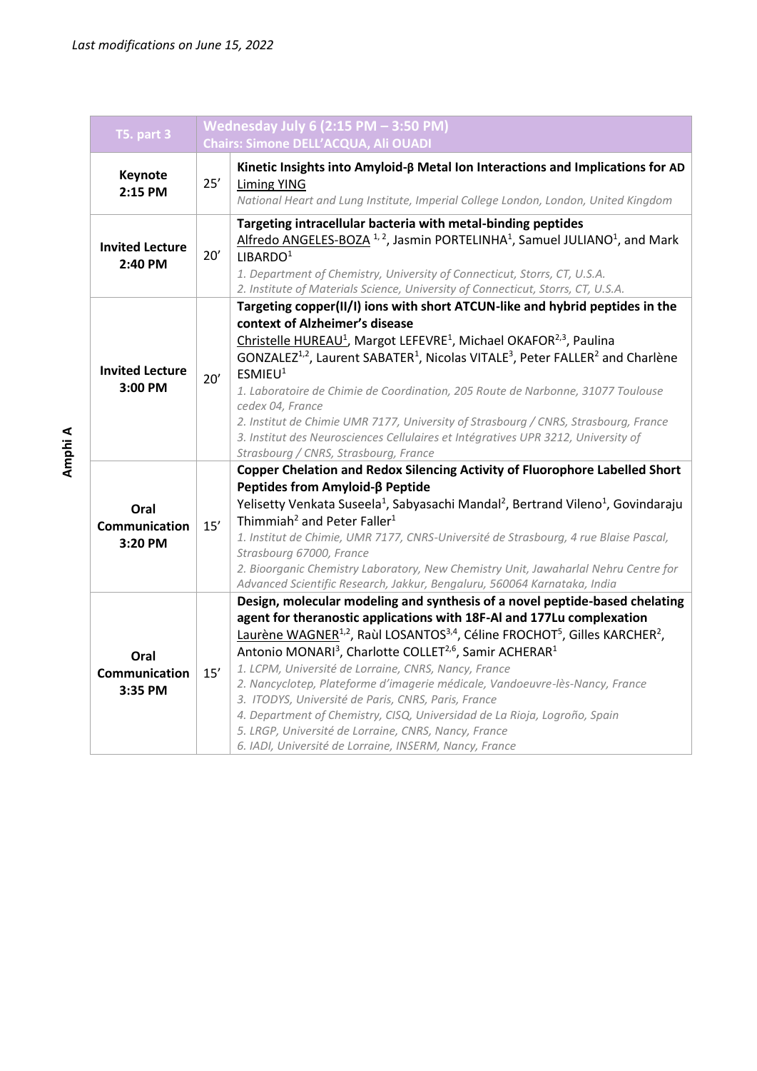*Last modifications on June 15, 2022*

**Amphi A**

| T5. part 3 | Wednesday July 6 (2:15 PM – 3:50 PM) Chairs: Simone DELL'ACQUA, Ali OUADI | |
|---|---|---|
| **Keynote 2:15 PM** | 25' | **Kinetic Insights into Amyloid-β Metal Ion Interactions and Implications for AD**<br>Liming YING<br>*National Heart and Lung Institute, Imperial College London, London, United Kingdom* |
| **Invited Lecture 2:40 PM** | 20' | **Targeting intracellular bacteria with metal-binding peptides**<br>Alfredo ANGELES-BOZA [1, 2], Jasmin PORTELINHA[1], Samuel JULIANO[1], and Mark LIBARDO[1]<br>*1. Department of Chemistry, University of Connecticut, Storrs, CT, U.S.A.*<br>*2. Institute of Materials Science, University of Connecticut, Storrs, CT, U.S.A.* |
| **Invited Lecture 3:00 PM** | 20' | **Targeting copper(II/I) ions with short ATCUN-like and hybrid peptides in the context of Alzheimer's disease**<br>Christelle HUREAU[1], Margot LEFEVRE[1], Michael OKAFOR[2,3], Paulina GONZALEZ[1,2], Laurent SABATER[1], Nicolas VITALE[3], Peter FALLER[2] and Charlène ESMIEU[1]<br>*1. Laboratoire de Chimie de Coordination, 205 Route de Narbonne, 31077 Toulouse cedex 04, France*<br>*2. Institut de Chimie UMR 7177, University of Strasbourg / CNRS, Strasbourg, France*<br>*3. Institut des Neurosciences Cellulaires et Intégratives UPR 3212, University of Strasbourg / CNRS, Strasbourg, France* |
| **Oral Communication 3:20 PM** | 15' | **Copper Chelation and Redox Silencing Activity of Fluorophore Labelled Short Peptides from Amyloid-β Peptide**<br>Yelisetty Venkata Suseela[1], Sabyasachi Mandal[2], Bertrand Vileno[1], Govindaraju Thimmiah[2] and Peter Faller[1]<br>*1. Institut de Chimie, UMR 7177, CNRS-Université de Strasbourg, 4 rue Blaise Pascal, Strasbourg 67000, France*<br>*2. Bioorganic Chemistry Laboratory, New Chemistry Unit, Jawaharlal Nehru Centre for Advanced Scientific Research, Jakkur, Bengaluru, 560064 Karnataka, India* |
| **Oral Communication 3:35 PM** | 15' | **Design, molecular modeling and synthesis of a novel peptide-based chelating agent for theranostic applications with 18F-Al and 177Lu complexation**<br>Laurène WAGNER[1,2], Raùl LOSANTOS[3,4], Céline FROCHOT[5], Gilles KARCHER[2], Antonio MONARI[3], Charlotte COLLET[2,6], Samir ACHERAR[1]<br>*1. LCPM, Université de Lorraine, CNRS, Nancy, France*<br>*2. Nancyclotep, Plateforme d'imagerie médicale, Vandoeuvre-lès-Nancy, France*<br>*3. ITODYS, Université de Paris, CNRS, Paris, France*<br>*4. Department of Chemistry, CISQ, Universidad de La Rioja, Logroño, Spain*<br>*5. LRGP, Université de Lorraine, CNRS, Nancy, France*<br>*6. IADI, Université de Lorraine, INSERM, Nancy, France* |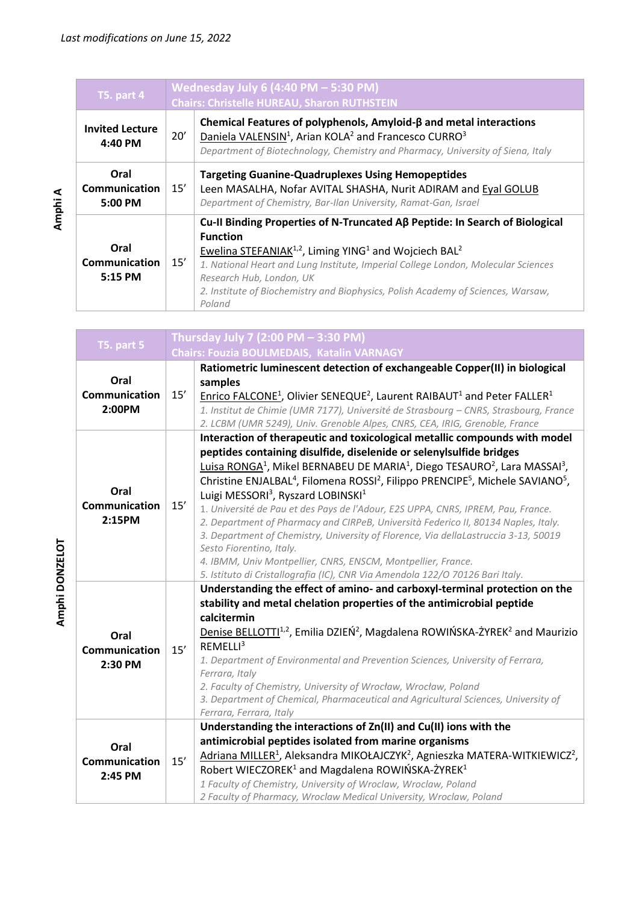*Last modifications on June 15, 2022*

**Amphi A**

| T5. part 4 | | Wednesday July 6 (4:40 PM – 5:30 PM) Chairs: Christelle HUREAU, Sharon RUTHSTEIN |
|---|---|---|
| **Invited Lecture 4:40 PM** | 20’ | **Chemical Features of polyphenols, Amyloid-β and metal interactions** Daniela VALENSIN[1], Arian KOLA[2] and Francesco CURRO[3] *Department of Biotechnology, Chemistry and Pharmacy, University of Siena, Italy* |
| **Oral Communication 5:00 PM** | 15’ | **Targeting Guanine-Quadruplexes Using Hemopeptides** Leen MASALHA, Nofar AVITAL SHASHA, Nurit ADIRAM and Eyal GOLUB *Department of Chemistry, Bar-Ilan University, Ramat-Gan, Israel* |
| **Oral Communication 5:15 PM** | 15’ | **Cu-II Binding Properties of N-Truncated Aβ Peptide: In Search of Biological Function** Ewelina STEFANIAK[1,2], Liming YING[1] and Wojciech BAL[2] *1. National Heart and Lung Institute, Imperial College London, Molecular Sciences Research Hub, London, UK* *2. Institute of Biochemistry and Biophysics, Polish Academy of Sciences, Warsaw, Poland* |

**Amphi DONZELOT**

| T5. part 5 | | Thursday July 7 (2:00 PM – 3:30 PM) Chairs: Fouzia BOULMEDAIS, Katalin VARNAGY |
|---|---|---|
| **Oral Communication 2:00PM** | 15’ | **Ratiometric luminescent detection of exchangeable Copper(II) in biological samples** Enrico FALCONE[1], Olivier SENEQUE[2], Laurent RAIBAUT[1] and Peter FALLER[1] *1. Institut de Chimie (UMR 7177), Université de Strasbourg – CNRS, Strasbourg, France* *2. LCBM (UMR 5249), Univ. Grenoble Alpes, CNRS, CEA, IRIG, Grenoble, France* |
| **Oral Communication 2:15PM** | 15’ | **Interaction of therapeutic and toxicological metallic compounds with model peptides containing disulfide, diselenide or selenylsulfide bridges** Luisa RONGA[1], Mikel BERNABEU DE MARIA[1], Diego TESAURO[2], Lara MASSAI[3], Christine ENJALBAL[4], Filomena ROSSI[2], Filippo PRENCIPE[5], Michele SAVIANO[5], Luigi MESSORI[3], Ryszard LOBINSKI[1] *1. Université de Pau et des Pays de l'Adour, E2S UPPA, CNRS, IPREM, Pau, France.* *2. Department of Pharmacy and CIRPeB, Università Federico II, 80134 Naples, Italy.* *3. Department of Chemistry, University of Florence, Via dellaLastruccia 3-13, 50019 Sesto Fiorentino, Italy.* *4. IBMM, Univ Montpellier, CNRS, ENSCM, Montpellier, France.* *5. Istituto di Cristallografia (IC), CNR Via Amendola 122/O 70126 Bari Italy.* |
| **Oral Communication 2:30 PM** | 15’ | **Understanding the effect of amino- and carboxyl-terminal protection on the stability and metal chelation properties of the antimicrobial peptide calcitermin** Denise BELLOTTI[1,2], Emilia DZIEŃ[2], Magdalena ROWIŃSKA-ŻYREK[2] and Maurizio REMELLI[3] *1. Department of Environmental and Prevention Sciences, University of Ferrara, Ferrara, Italy* *2. Faculty of Chemistry, University of Wrocław, Wrocław, Poland* *3. Department of Chemical, Pharmaceutical and Agricultural Sciences, University of Ferrara, Ferrara, Italy* |
| **Oral Communication 2:45 PM** | 15’ | **Understanding the interactions of Zn(II) and Cu(II) ions with the antimicrobial peptides isolated from marine organisms** Adriana MILLER[1], Aleksandra MIKOŁAJCZYK[2], Agnieszka MATERA-WITKIEWICZ[2], Robert WIECZOREK[1] and Magdalena ROWIŃSKA-ŻYREK[1] *1 Faculty of Chemistry, University of Wroclaw, Wroclaw, Poland* *2 Faculty of Pharmacy, Wroclaw Medical University, Wroclaw, Poland* |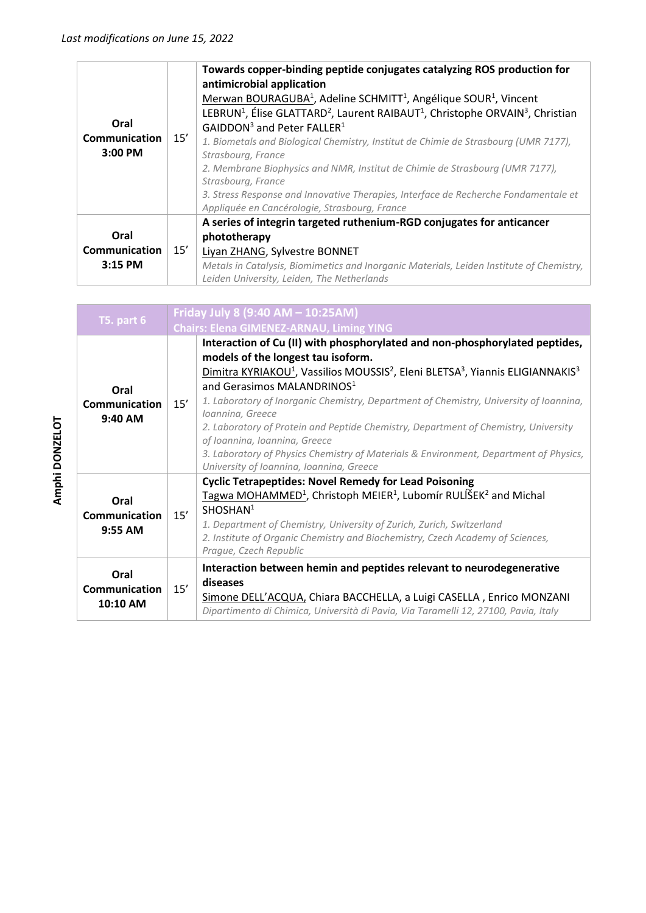*Last modifications on June 15, 2022*

| | | |
|---|---|---|
| **Oral Communication 3:00 PM** | 15’ | **Towards copper-binding peptide conjugates catalyzing ROS production for antimicrobial application**<br>Merwan BOURAGUBA[1], Adeline SCHMITT[1], Angélique SOUR[1], Vincent LEBRUN[1], Élise GLATTARD[2], Laurent RAIBAUT[1], Christophe ORVAIN[3], Christian GAIDDON[3] and Peter FALLER[1]<br>*1. Biometals and Biological Chemistry, Institut de Chimie de Strasbourg (UMR 7177), Strasbourg, France*<br>*2. Membrane Biophysics and NMR, Institut de Chimie de Strasbourg (UMR 7177), Strasbourg, France*<br>*3. Stress Response and Innovative Therapies, Interface de Recherche Fondamentale et Appliquée en Cancérologie, Strasbourg, France* |
| **Oral Communication 3:15 PM** | 15’ | **A series of integrin targeted ruthenium-RGD conjugates for anticancer phototherapy**<br>Liyan ZHANG, Sylvestre BONNET<br>*Metals in Catalysis, Biomimetics and Inorganic Materials, Leiden Institute of Chemistry, Leiden University, Leiden, The Netherlands* |

**Amphi DONZELOT**

| **T5. part 6** | | **Friday July 8 (9:40 AM – 10:25AM)**<br>**Chairs: Elena GIMENEZ-ARNAU, Liming YING** |
|---|---|---|
| **Oral Communication 9:40 AM** | 15’ | **Interaction of Cu (II) with phosphorylated and non-phosphorylated peptides, models of the longest tau isoform.**<br>Dimitra KYRIAKOU[1], Vassilios MOUSSIS[2], Eleni BLETSA[3], Yiannis ELIGIANNAKIS[3] and Gerasimos MALANDRINOS[1]<br>*1. Laboratory of Inorganic Chemistry, Department of Chemistry, University of Ioannina, Ioannina, Greece*<br>*2. Laboratory of Protein and Peptide Chemistry, Department of Chemistry, University of Ioannina, Ioannina, Greece*<br>*3. Laboratory of Physics Chemistry of Materials & Environment, Department of Physics, University of Ioannina, Ioannina, Greece* |
| **Oral Communication 9:55 AM** | 15’ | **Cyclic Tetrapeptides: Novel Remedy for Lead Poisoning**<br>Tagwa MOHAMMED[1], Christoph MEIER[1], Lubomír RULÍŠEK[2] and Michal SHOSHAN[1]<br>*1. Department of Chemistry, University of Zurich, Zurich, Switzerland*<br>*2. Institute of Organic Chemistry and Biochemistry, Czech Academy of Sciences, Prague, Czech Republic* |
| **Oral Communication 10:10 AM** | 15’ | **Interaction between hemin and peptides relevant to neurodegenerative diseases**<br>Simone DELL’ACQUA, Chiara BACCHELLA, a Luigi CASELLA , Enrico MONZANI<br>*Dipartimento di Chimica, Università di Pavia, Via Taramelli 12, 27100, Pavia, Italy* |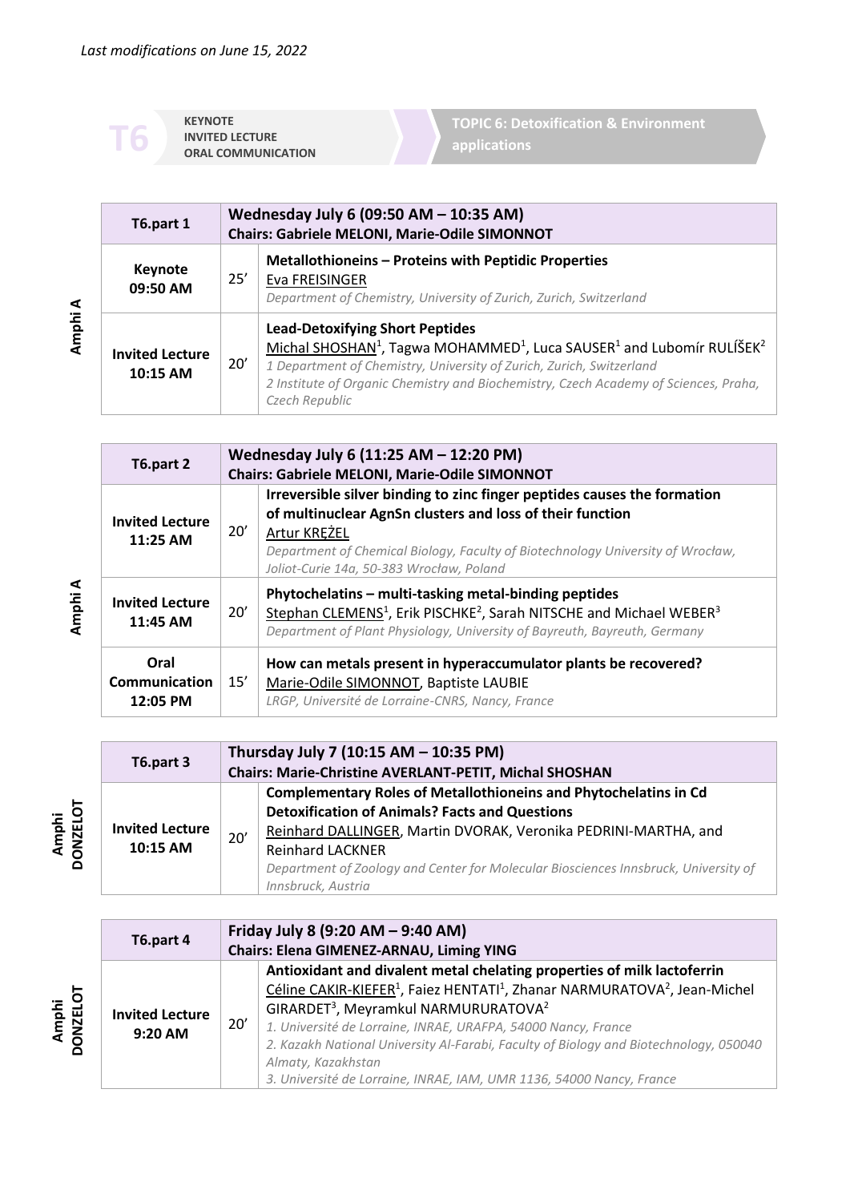*Last modifications on June 15, 2022*

**T6** | **KEYNOTE** / **INVITED LECTURE** / **ORAL COMMUNICATION** | **TOPIC 6: Detoxification & Environment applications**

**Amphi A**

| T6.part 1 | Wednesday July 6 (09:50 AM – 10:35 AM) Chairs: Gabriele MELONI, Marie-Odile SIMONNOT | |
|---|---|---|
| **Keynote 09:50 AM** | 25’ | **Metallothioneins – Proteins with Peptidic Properties** Eva FREISINGER *Department of Chemistry, University of Zurich, Zurich, Switzerland* |
| **Invited Lecture 10:15 AM** | 20’ | **Lead-Detoxifying Short Peptides** Michal SHOSHAN[1], Tagwa MOHAMMED[1], Luca SAUSER[1] and Lubomír RULÍŠEK[2] *1 Department of Chemistry, University of Zurich, Zurich, Switzerland* *2 Institute of Organic Chemistry and Biochemistry, Czech Academy of Sciences, Praha, Czech Republic* |

**Amphi A**

| T6.part 2 | Wednesday July 6 (11:25 AM – 12:20 PM) Chairs: Gabriele MELONI, Marie-Odile SIMONNOT | |
|---|---|---|
| **Invited Lecture 11:25 AM** | 20’ | **Irreversible silver binding to zinc finger peptides causes the formation of multinuclear AgnSn clusters and loss of their function** Artur KRĘŻEL *Department of Chemical Biology, Faculty of Biotechnology University of Wrocław, Joliot-Curie 14a, 50-383 Wrocław, Poland* |
| **Invited Lecture 11:45 AM** | 20’ | **Phytochelatins – multi-tasking metal-binding peptides** Stephan CLEMENS[1], Erik PISCHKE[2], Sarah NITSCHE and Michael WEBER[3] *Department of Plant Physiology, University of Bayreuth, Bayreuth, Germany* |
| **Oral Communication 12:05 PM** | 15’ | **How can metals present in hyperaccumulator plants be recovered?** Marie-Odile SIMONNOT, Baptiste LAUBIE *LRGP, Université de Lorraine-CNRS, Nancy, France* |

**Amphi DONZELOT**

| T6.part 3 | Thursday July 7 (10:15 AM – 10:35 PM) Chairs: Marie-Christine AVERLANT-PETIT, Michal SHOSHAN | |
|---|---|---|
| **Invited Lecture 10:15 AM** | 20’ | **Complementary Roles of Metallothioneins and Phytochelatins in Cd Detoxification of Animals? Facts and Questions** Reinhard DALLINGER, Martin DVORAK, Veronika PEDRINI-MARTHA, and Reinhard LACKNER *Department of Zoology and Center for Molecular Biosciences Innsbruck, University of Innsbruck, Austria* |

**Amphi DONZELOT**

| T6.part 4 | Friday July 8 (9:20 AM – 9:40 AM) Chairs: Elena GIMENEZ-ARNAU, Liming YING | |
|---|---|---|
| **Invited Lecture 9:20 AM** | 20’ | **Antioxidant and divalent metal chelating properties of milk lactoferrin** Céline CAKIR-KIEFER[1], Faiez HENTATI[1], Zhanar NARMURATOVA[2], Jean-Michel GIRARDET[3], Meyramkul NARMURURATOVA[2] *1. Université de Lorraine, INRAE, URAFPA, 54000 Nancy, France* *2. Kazakh National University Al-Farabi, Faculty of Biology and Biotechnology, 050040 Almaty, Kazakhstan* *3. Université de Lorraine, INRAE, IAM, UMR 1136, 54000 Nancy, France* |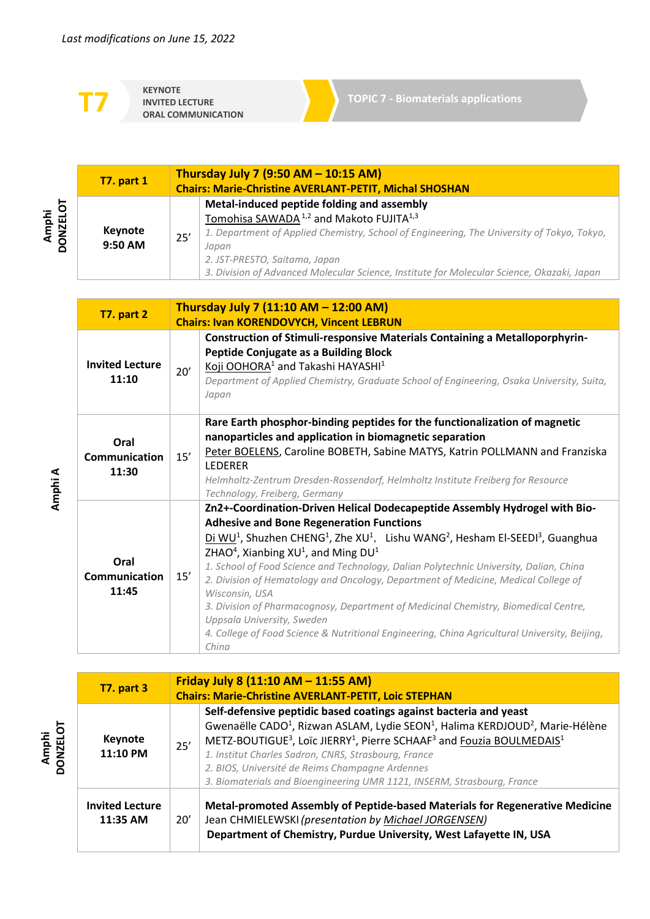*Last modifications on June 15, 2022*

# T7

KEYNOTE
INVITED LECTURE
ORAL COMMUNICATION

**TOPIC 7 - Biomaterials applications**

**Amphi DONZELOT**

| T7. part 1 | | **Thursday July 7 (9:50 AM – 10:15 AM)**<br>**Chairs: Marie-Christine AVERLANT-PETIT, Michal SHOSHAN** |
|---|---|---|
| **Keynote 9:50 AM** | 25' | **Metal-induced peptide folding and assembly**<br>Tomohisa SAWADA[1,2] and Makoto FUJITA[1,3]<br>*1. Department of Applied Chemistry, School of Engineering, The University of Tokyo, Tokyo, Japan*<br>*2. JST-PRESTO, Saitama, Japan*<br>*3. Division of Advanced Molecular Science, Institute for Molecular Science, Okazaki, Japan* |

**Amphi A**

| T7. part 2 | | **Thursday July 7 (11:10 AM – 12:00 AM)**<br>**Chairs: Ivan KORENDOVYCH, Vincent LEBRUN** |
|---|---|---|
| **Invited Lecture 11:10** | 20' | **Construction of Stimuli-responsive Materials Containing a Metalloporphyrin-Peptide Conjugate as a Building Block**<br>Koji OOHORA[1] and Takashi HAYASHI[1]<br>*Department of Applied Chemistry, Graduate School of Engineering, Osaka University, Suita, Japan* |
| **Oral Communication 11:30** | 15' | **Rare Earth phosphor-binding peptides for the functionalization of magnetic nanoparticles and application in biomagnetic separation**<br>Peter BOELENS, Caroline BOBETH, Sabine MATYS, Katrin POLLMANN and Franziska LEDERER<br>*Helmholtz-Zentrum Dresden-Rossendorf, Helmholtz Institute Freiberg for Resource Technology, Freiberg, Germany* |
| **Oral Communication 11:45** | 15' | **Zn2+-Coordination-Driven Helical Dodecapeptide Assembly Hydrogel with Bio-Adhesive and Bone Regeneration Functions**<br>Di WU[1], Shuzhen CHENG[1], Zhe XU[1], Lishu WANG[2], Hesham El-SEEDI[3], Guanghua ZHAO[4], Xianbing XU[1], and Ming DU[1]<br>*1. School of Food Science and Technology, Dalian Polytechnic University, Dalian, China*<br>*2. Division of Hematology and Oncology, Department of Medicine, Medical College of Wisconsin, USA*<br>*3. Division of Pharmacognosy, Department of Medicinal Chemistry, Biomedical Centre, Uppsala University, Sweden*<br>*4. College of Food Science & Nutritional Engineering, China Agricultural University, Beijing, China* |

**Amphi DONZELOT**

| T7. part 3 | | **Friday July 8 (11:10 AM – 11:55 AM)**<br>**Chairs: Marie-Christine AVERLANT-PETIT, Loic STEPHAN** |
|---|---|---|
| **Keynote 11:10 PM** | 25' | **Self-defensive peptidic based coatings against bacteria and yeast**<br>Gwenaëlle CADO[1], Rizwan ASLAM, Lydie SEON[1], Halima KERDJOUD[2], Marie-Hélène METZ-BOUTIGUE[3], Loïc JIERRY[1], Pierre SCHAAF[3] and Fouzia BOULMEDAIS[1]<br>*1. Institut Charles Sadron, CNRS, Strasbourg, France*<br>*2. BIOS, Université de Reims Champagne Ardennes*<br>*3. Biomaterials and Bioengineering UMR 1121, INSERM, Strasbourg, France* |
| **Invited Lecture 11:35 AM** | 20' | **Metal-promoted Assembly of Peptide-based Materials for Regenerative Medicine**<br>Jean CHMIELEWSKI *(presentation by Michael JORGENSEN)*<br>**Department of Chemistry, Purdue University, West Lafayette IN, USA** |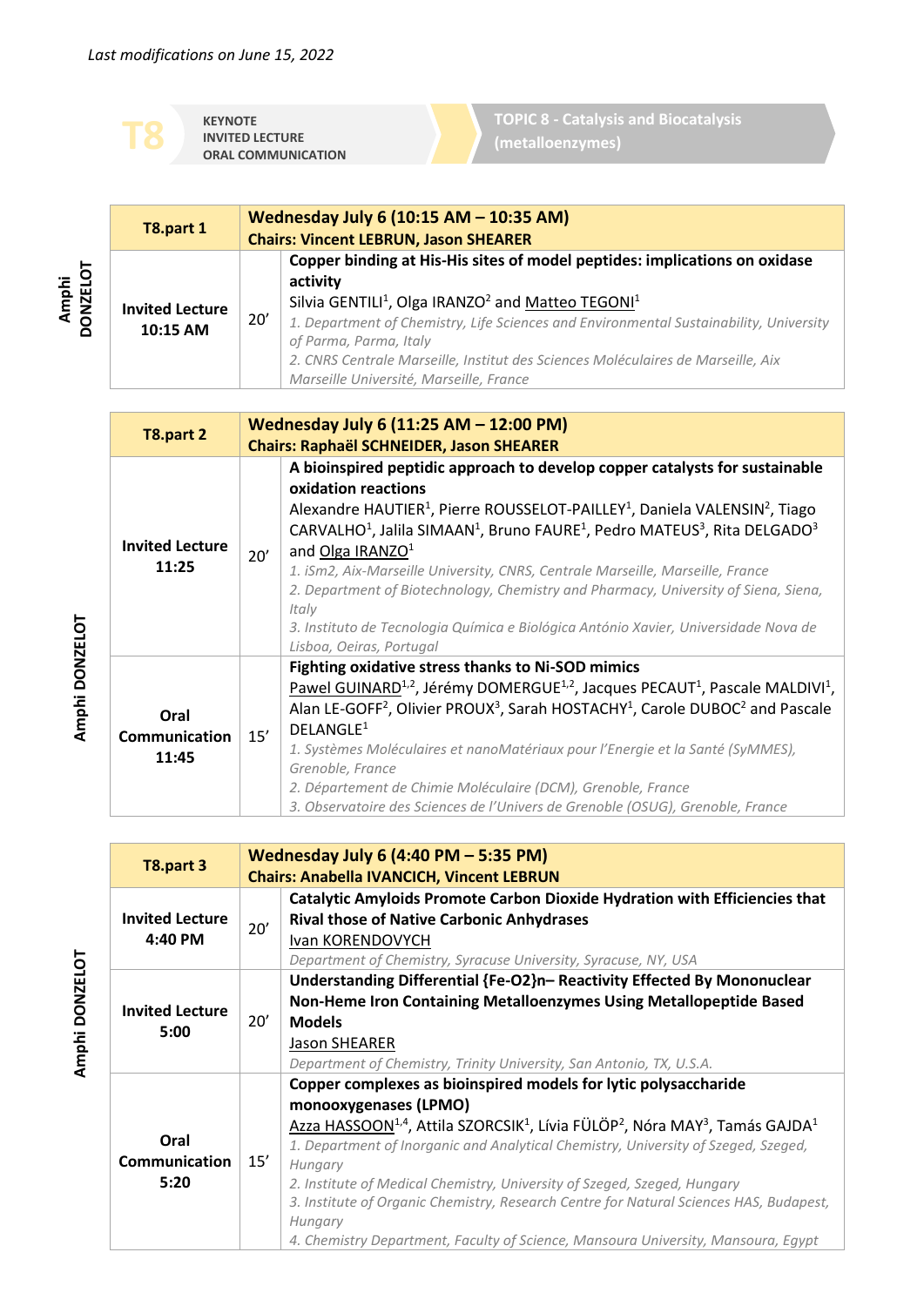*Last modifications on June 15, 2022*

**T8** | KEYNOTE / INVITED LECTURE / ORAL COMMUNICATION | **TOPIC 8 - Catalysis and Biocatalysis (metalloenzymes)**

**Amphi DONZELOT**

| T8.part 1 | | Wednesday July 6 (10:15 AM – 10:35 AM)<br>Chairs: Vincent LEBRUN, Jason SHEARER |
|---|---|---|
| **Invited Lecture 10:15 AM** | 20' | **Copper binding at His-His sites of model peptides: implications on oxidase activity**<br>Silvia GENTILI[1], Olga IRANZO[2] and <u>Matteo TEGONI</u>[1]<br>*1. Department of Chemistry, Life Sciences and Environmental Sustainability, University of Parma, Parma, Italy*<br>*2. CNRS Centrale Marseille, Institut des Sciences Moléculaires de Marseille, Aix Marseille Université, Marseille, France* |

**Amphi DONZELOT**

| T8.part 2 | | Wednesday July 6 (11:25 AM – 12:00 PM)<br>Chairs: Raphaël SCHNEIDER, Jason SHEARER |
|---|---|---|
| **Invited Lecture 11:25** | 20' | **A bioinspired peptidic approach to develop copper catalysts for sustainable oxidation reactions**<br>Alexandre HAUTIER[1], Pierre ROUSSELOT-PAILLEY[1], Daniela VALENSIN[2], Tiago CARVALHO[1], Jalila SIMAAN[1], Bruno FAURE[1], Pedro MATEUS[3], Rita DELGADO[3] and <u>Olga IRANZO</u>[1]<br>*1. iSm2, Aix-Marseille University, CNRS, Centrale Marseille, Marseille, France*<br>*2. Department of Biotechnology, Chemistry and Pharmacy, University of Siena, Siena, Italy*<br>*3. Instituto de Tecnologia Química e Biológica António Xavier, Universidade Nova de Lisboa, Oeiras, Portugal* |
| **Oral Communication 11:45** | 15' | **Fighting oxidative stress thanks to Ni-SOD mimics**<br><u>Pawel GUINARD</u>[1,2], Jérémy DOMERGUE[1,2], Jacques PECAUT[1], Pascale MALDIVI[1], Alan LE-GOFF[2], Olivier PROUX[3], Sarah HOSTACHY[1], Carole DUBOC[2] and Pascale DELANGLE[1]<br>*1. Systèmes Moléculaires et nanoMatériaux pour l'Energie et la Santé (SyMMES), Grenoble, France*<br>*2. Département de Chimie Moléculaire (DCM), Grenoble, France*<br>*3. Observatoire des Sciences de l'Univers de Grenoble (OSUG), Grenoble, France* |

**Amphi DONZELOT**

| T8.part 3 | | Wednesday July 6 (4:40 PM – 5:35 PM)<br>Chairs: Anabella IVANCICH, Vincent LEBRUN |
|---|---|---|
| **Invited Lecture 4:40 PM** | 20' | **Catalytic Amyloids Promote Carbon Dioxide Hydration with Efficiencies that Rival those of Native Carbonic Anhydrases**<br><u>Ivan KORENDOVYCH</u><br>*Department of Chemistry, Syracuse University, Syracuse, NY, USA* |
| **Invited Lecture 5:00** | 20' | **Understanding Differential {Fe-O2}n– Reactivity Effected By Mononuclear Non-Heme Iron Containing Metalloenzymes Using Metallopeptide Based Models**<br><u>Jason SHEARER</u><br>*Department of Chemistry, Trinity University, San Antonio, TX, U.S.A.* |
| **Oral Communication 5:20** | 15' | **Copper complexes as bioinspired models for lytic polysaccharide monooxygenases (LPMO)**<br><u>Azza HASSOUN</u>[1,4], Attila SZORCSIK[1], Lívia FÜLÖP[2], Nóra MAY[3], Tamás GAJDA[1]<br>*1. Department of Inorganic and Analytical Chemistry, University of Szeged, Szeged, Hungary*<br>*2. Institute of Medical Chemistry, University of Szeged, Szeged, Hungary*<br>*3. Institute of Organic Chemistry, Research Centre for Natural Sciences HAS, Budapest, Hungary*<br>*4. Chemistry Department, Faculty of Science, Mansoura University, Mansoura, Egypt* |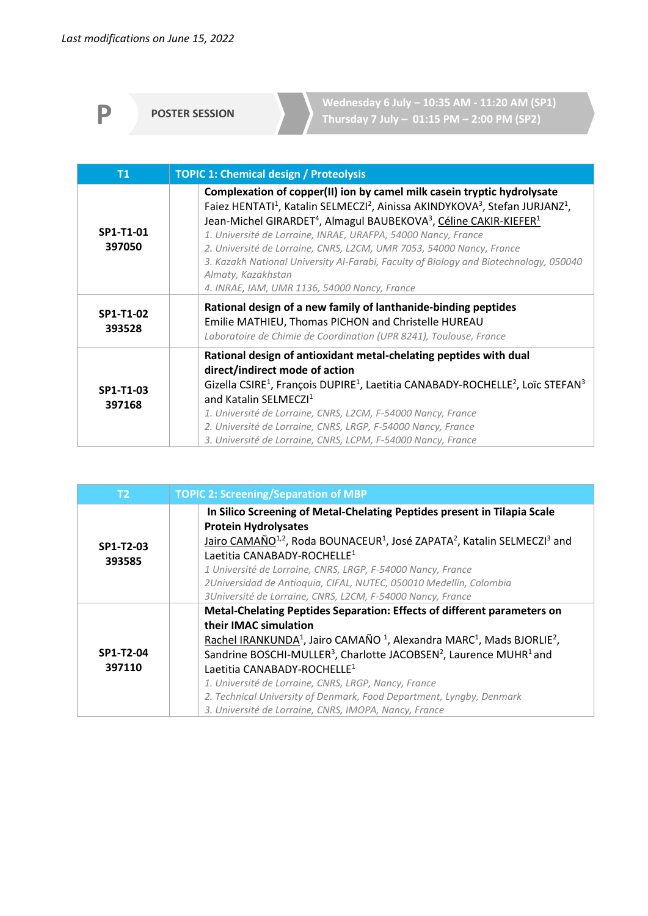*Last modifications on June 15, 2022*

**P** POSTER SESSION — Wednesday 6 July – 10:35 AM - 11:20 AM (SP1) / Thursday 7 July – 01:15 PM – 2:00 PM (SP2)

| T1 | TOPIC 1: Chemical design / Proteolysis |
|---|---|
| **SP1-T1-01 397050** | **Complexation of copper(II) ion by camel milk casein tryptic hydrolysate**<br>Faiez HENTATI[1], Katalin SELMECZI[2], Ainissa AKINDYKOVA[3], Stefan JURJANZ[1], Jean-Michel GIRARDET[4], Almagul BAUBEKOVA[3], Céline CAKIR-KIEFER[1]<br>*1. Université de Lorraine, INRAE, URAFPA, 54000 Nancy, France*<br>*2. Université de Lorraine, CNRS, L2CM, UMR 7053, 54000 Nancy, France*<br>*3. Kazakh National University Al-Farabi, Faculty of Biology and Biotechnology, 050040 Almaty, Kazakhstan*<br>*4. INRAE, IAM, UMR 1136, 54000 Nancy, France* |
| **SP1-T1-02 393528** | **Rational design of a new family of lanthanide-binding peptides**<br>Emilie MATHIEU, Thomas PICHON and Christelle HUREAU<br>*Laboratoire de Chimie de Coordination (UPR 8241), Toulouse, France* |
| **SP1-T1-03 397168** | **Rational design of antioxidant metal-chelating peptides with dual direct/indirect mode of action**<br>Gizella CSIRE[1], François DUPIRE[1], Laetitia CANABADY-ROCHELLE[2], Loïc STEFAN[3] and Katalin SELMECZI[1]<br>*1. Université de Lorraine, CNRS, L2CM, F-54000 Nancy, France*<br>*2. Université de Lorraine, CNRS, LRGP, F-54000 Nancy, France*<br>*3. Université de Lorraine, CNRS, LCPM, F-54000 Nancy, France* |

| T2 | TOPIC 2: Screening/Separation of MBP |
|---|---|
| **SP1-T2-03 393585** | **In Silico Screening of Metal-Chelating Peptides present in Tilapia Scale Protein Hydrolysates**<br>Jairo CAMAÑO[1,2], Roda BOUNACEUR[1], José ZAPATA[2], Katalin SELMECZI[3] and Laetitia CANABADY-ROCHELLE[1]<br>*1 Université de Lorraine, CNRS, LRGP, F-54000 Nancy, France*<br>*2Universidad de Antioquia, CIFAL, NUTEC, 050010 Medellín, Colombia*<br>*3Université de Lorraine, CNRS, L2CM, F-54000 Nancy, France* |
| **SP1-T2-04 397110** | **Metal-Chelating Peptides Separation: Effects of different parameters on their IMAC simulation**<br>Rachel IRANKUNDA[1], Jairo CAMAÑO [1], Alexandra MARC[1], Mads BJORLIE[2], Sandrine BOSCHI-MULLER[3], Charlotte JACOBSEN[2], Laurence MUHR[1] and Laetitia CANABADY-ROCHELLE[1]<br>*1. Université de Lorraine, CNRS, LRGP, Nancy, France*<br>*2. Technical University of Denmark, Food Department, Lyngby, Denmark*<br>*3. Université de Lorraine, CNRS, IMOPA, Nancy, France* |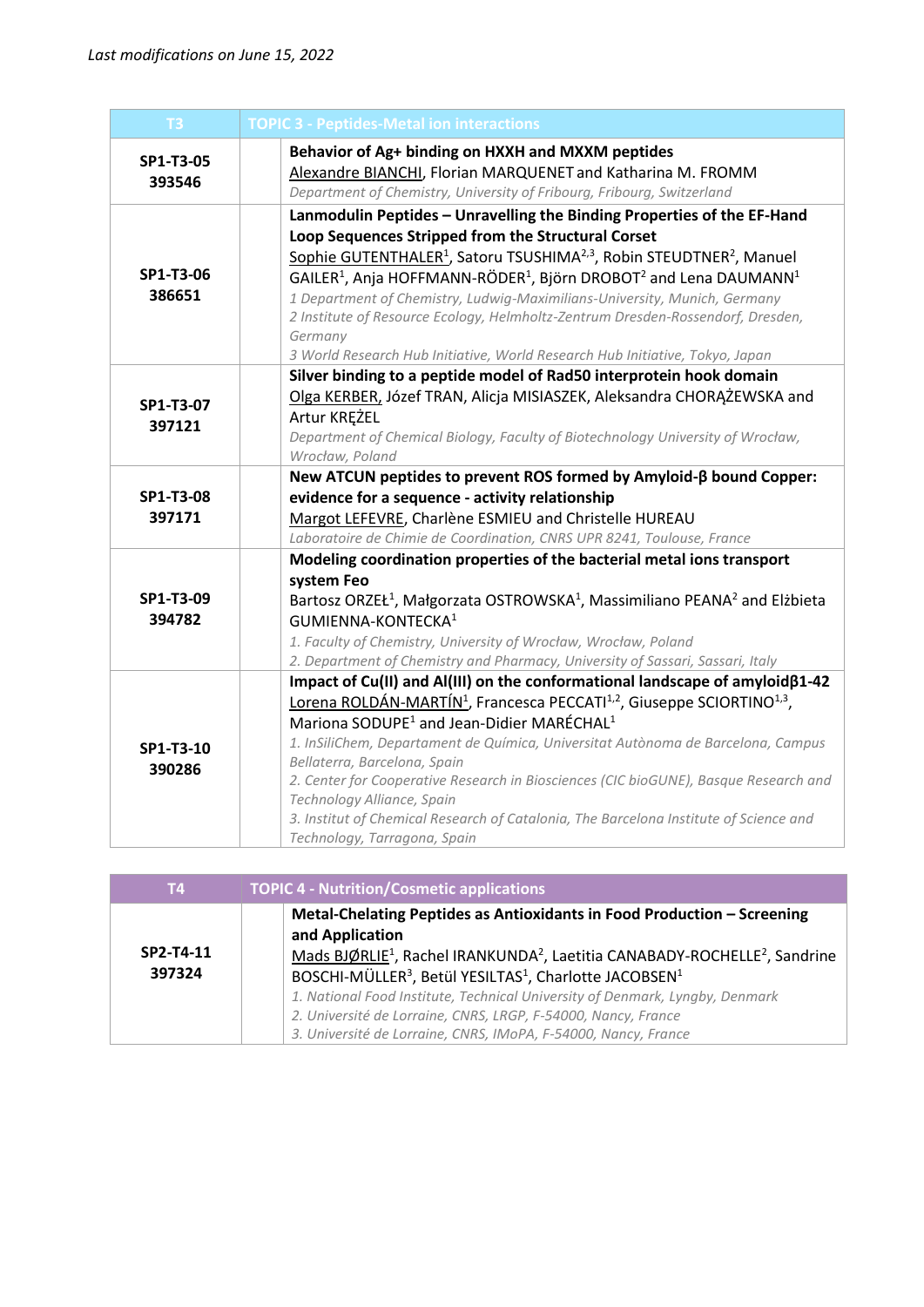*Last modifications on June 15, 2022*

| T3 | TOPIC 3 - Peptides-Metal ion interactions |
|---|---|
| SP1-T3-05 393546 | **Behavior of Ag+ binding on HXXH and MXXM peptides** <br> Alexandre BIANCHI, Florian MARQUENET and Katharina M. FROMM <br> *Department of Chemistry, University of Fribourg, Fribourg, Switzerland* |
| SP1-T3-06 386651 | **Lanmodulin Peptides – Unravelling the Binding Properties of the EF-Hand Loop Sequences Stripped from the Structural Corset** <br> Sophie GUTENTHALER[1], Satoru TSUSHIMA[2,3], Robin STEUDTNER[2], Manuel GAILER[1], Anja HOFFMANN-RÖDER[1], Björn DROBOT[2] and Lena DAUMANN[1] <br> *1 Department of Chemistry, Ludwig-Maximilians-University, Munich, Germany* <br> *2 Institute of Resource Ecology, Helmholtz-Zentrum Dresden-Rossendorf, Dresden, Germany* <br> *3 World Research Hub Initiative, World Research Hub Initiative, Tokyo, Japan* |
| SP1-T3-07 397121 | **Silver binding to a peptide model of Rad50 interprotein hook domain** <br> Olga KERBER, Józef TRAN, Alicja MISIASZEK, Aleksandra CHORĄŻEWSKA and Artur KRĘŻEL <br> *Department of Chemical Biology, Faculty of Biotechnology University of Wrocław, Wrocław, Poland* |
| SP1-T3-08 397171 | **New ATCUN peptides to prevent ROS formed by Amyloid-β bound Copper: evidence for a sequence - activity relationship** <br> Margot LEFEVRE, Charlène ESMIEU and Christelle HUREAU <br> *Laboratoire de Chimie de Coordination, CNRS UPR 8241, Toulouse, France* |
| SP1-T3-09 394782 | **Modeling coordination properties of the bacterial metal ions transport system Feo** <br> Bartosz ORZEŁ[1], Małgorzata OSTROWSKA[1], Massimiliano PEANA[2] and Elżbieta GUMIENNA-KONTECKA[1] <br> *1. Faculty of Chemistry, University of Wrocław, Wrocław, Poland* <br> *2. Department of Chemistry and Pharmacy, University of Sassari, Sassari, Italy* |
| SP1-T3-10 390286 | **Impact of Cu(II) and Al(III) on the conformational landscape of amyloidβ1-42** <br> Lorena ROLDÁN-MARTÍN[1], Francesca PECCATI[1,2], Giuseppe SCIORTINO[1,3], Mariona SODUPE[1] and Jean-Didier MARÉCHAL[1] <br> *1. InSiliChem, Departament de Química, Universitat Autònoma de Barcelona, Campus Bellaterra, Barcelona, Spain* <br> *2. Center for Cooperative Research in Biosciences (CIC bioGUNE), Basque Research and Technology Alliance, Spain* <br> *3. Institut of Chemical Research of Catalonia, The Barcelona Institute of Science and Technology, Tarragona, Spain* |

| T4 | TOPIC 4 - Nutrition/Cosmetic applications |
|---|---|
| SP2-T4-11 397324 | **Metal-Chelating Peptides as Antioxidants in Food Production – Screening and Application** <br> Mads BJØRLIE[1], Rachel IRANKUNDA[2], Laetitia CANABADY-ROCHELLE[2], Sandrine BOSCHI-MÜLLER[3], Betül YESILTAS[1], Charlotte JACOBSEN[1] <br> *1. National Food Institute, Technical University of Denmark, Lyngby, Denmark* <br> *2. Université de Lorraine, CNRS, LRGP, F-54000, Nancy, France* <br> *3. Université de Lorraine, CNRS, IMoPA, F-54000, Nancy, France* |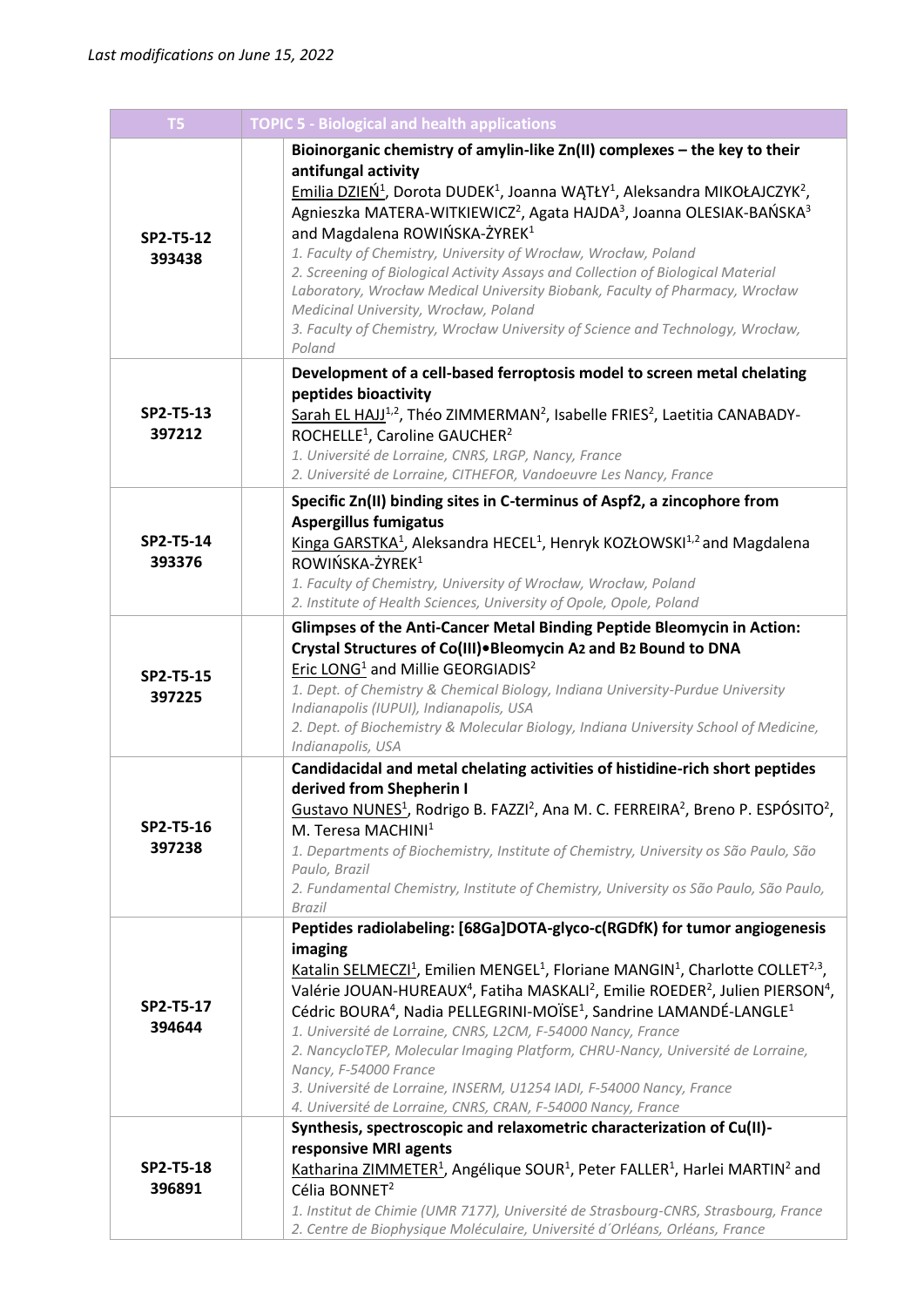*Last modifications on June 15, 2022*

| T5 | | TOPIC 5 - Biological and health applications |
|---|---|---|
| SP2-T5-12 393438 | | **Bioinorganic chemistry of amylin-like Zn(II) complexes – the key to their antifungal activity**<br>Emilia DZIEŃ[1], Dorota DUDEK[1], Joanna WĄTŁY[1], Aleksandra MIKOŁAJCZYK[2], Agnieszka MATERA-WITKIEWICZ[2], Agata HAJDA[3], Joanna OLESIAK-BAŃSKA[3] and Magdalena ROWIŃSKA-ŻYREK[1]<br>*1. Faculty of Chemistry, University of Wrocław, Wrocław, Poland*<br>*2. Screening of Biological Activity Assays and Collection of Biological Material Laboratory, Wrocław Medical University Biobank, Faculty of Pharmacy, Wrocław Medicinal University, Wrocław, Poland*<br>*3. Faculty of Chemistry, Wrocław University of Science and Technology, Wrocław, Poland* |
| SP2-T5-13 397212 | | **Development of a cell-based ferroptosis model to screen metal chelating peptides bioactivity**<br>Sarah EL HAJJ[1,2], Théo ZIMMERMAN[2], Isabelle FRIES[2], Laetitia CANABADY-ROCHELLE[1], Caroline GAUCHER[2]<br>*1. Université de Lorraine, CNRS, LRGP, Nancy, France*<br>*2. Université de Lorraine, CITHEFOR, Vandoeuvre Les Nancy, France* |
| SP2-T5-14 393376 | | **Specific Zn(II) binding sites in C-terminus of Aspf2, a zincophore from Aspergillus fumigatus**<br>Kinga GARSTKA[1], Aleksandra HECEL[1], Henryk KOZŁOWSKI[1,2] and Magdalena ROWIŃSKA-ŻYREK[1]<br>*1. Faculty of Chemistry, University of Wrocław, Wrocław, Poland*<br>*2. Institute of Health Sciences, University of Opole, Opole, Poland* |
| SP2-T5-15 397225 | | **Glimpses of the Anti-Cancer Metal Binding Peptide Bleomycin in Action: Crystal Structures of Co(III)•Bleomycin $A_2$ and $B_2$ Bound to DNA**<br>Eric LONG[1] and Millie GEORGIADIS[2]<br>*1. Dept. of Chemistry & Chemical Biology, Indiana University-Purdue University Indianapolis (IUPUI), Indianapolis, USA*<br>*2. Dept. of Biochemistry & Molecular Biology, Indiana University School of Medicine, Indianapolis, USA* |
| SP2-T5-16 397238 | | **Candidacidal and metal chelating activities of histidine-rich short peptides derived from Shepherin I**<br>Gustavo NUNES[1], Rodrigo B. FAZZI[2], Ana M. C. FERREIRA[2], Breno P. ESPÓSITO[2], M. Teresa MACHINI[1]<br>*1. Departments of Biochemistry, Institute of Chemistry, University os São Paulo, São Paulo, Brazil*<br>*2. Fundamental Chemistry, Institute of Chemistry, University os São Paulo, São Paulo, Brazil* |
| SP2-T5-17 394644 | | **Peptides radiolabeling: [68Ga]DOTA-glyco-c(RGDfK) for tumor angiogenesis imaging**<br>Katalin SELMECZI[1], Emilien MENGEL[1], Floriane MANGIN[1], Charlotte COLLET[2,3], Valérie JOUAN-HUREAUX[4], Fatiha MASKALI[2], Emilie ROEDER[2], Julien PIERSON[4], Cédric BOURA[4], Nadia PELLEGRINI-MOÏSE[1], Sandrine LAMANDÉ-LANGLE[1]<br>*1. Université de Lorraine, CNRS, L2CM, F-54000 Nancy, France*<br>*2. NancycloTEP, Molecular Imaging Platform, CHRU-Nancy, Université de Lorraine, Nancy, F-54000 France*<br>*3. Université de Lorraine, INSERM, U1254 IADI, F-54000 Nancy, France*<br>*4. Université de Lorraine, CNRS, CRAN, F-54000 Nancy, France* |
| SP2-T5-18 396891 | | **Synthesis, spectroscopic and relaxometric characterization of Cu(II)-responsive MRI agents**<br>Katharina ZIMMETER[1], Angélique SOUR[1], Peter FALLER[1], Harlei MARTIN[2] and Célia BONNET[2]<br>*1. Institut de Chimie (UMR 7177), Université de Strasbourg-CNRS, Strasbourg, France*<br>*2. Centre de Biophysique Moléculaire, Université d´Orléans, Orléans, France* |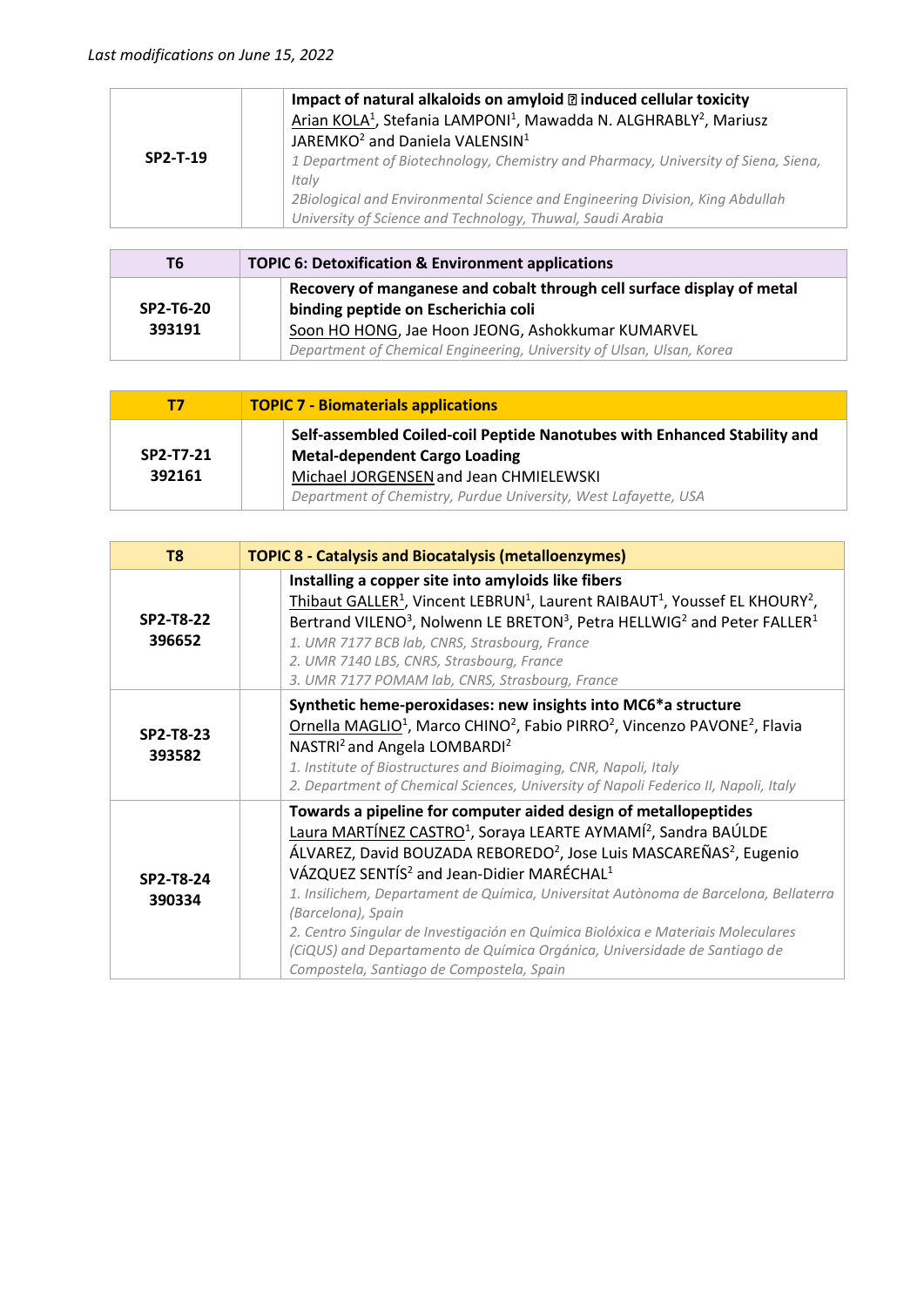*Last modifications on June 15, 2022*

| SP2-T-19 | | **Impact of natural alkaloids on amyloid � induced cellular toxicity**<br>Arian KOLA[1], Stefania LAMPONI[1], Mawadda N. ALGHRABLY[2], Mariusz JAREMKO[2] and Daniela VALENSIN[1]<br>*1 Department of Biotechnology, Chemistry and Pharmacy, University of Siena, Siena, Italy*<br>*2Biological and Environmental Science and Engineering Division, King Abdullah University of Science and Technology, Thuwal, Saudi Arabia* |
|---|---|---|

| T6 | TOPIC 6: Detoxification & Environment applications | |
|---|---|---|
| SP2-T6-20<br>393191 | | **Recovery of manganese and cobalt through cell surface display of metal binding peptide on Escherichia coli**<br>Soon HO HONG, Jae Hoon JEONG, Ashokkumar KUMARVEL<br>*Department of Chemical Engineering, University of Ulsan, Ulsan, Korea* |

| T7 | TOPIC 7 - Biomaterials applications | |
|---|---|---|
| SP2-T7-21<br>392161 | | **Self-assembled Coiled-coil Peptide Nanotubes with Enhanced Stability and Metal-dependent Cargo Loading**<br>Michael JORGENSEN and Jean CHMIELEWSKI<br>*Department of Chemistry, Purdue University, West Lafayette, USA* |

| T8 | TOPIC 8 - Catalysis and Biocatalysis (metalloenzymes) | |
|---|---|---|
| SP2-T8-22<br>396652 | | **Installing a copper site into amyloids like fibers**<br>Thibaut GALLER[1], Vincent LEBRUN[1], Laurent RAIBAUT[1], Youssef EL KHOURY[2], Bertrand VILENO[3], Nolwenn LE BRETON[3], Petra HELLWIG[2] and Peter FALLER[1]<br>*1. UMR 7177 BCB lab, CNRS, Strasbourg, France*<br>*2. UMR 7140 LBS, CNRS, Strasbourg, France*<br>*3. UMR 7177 POMAM lab, CNRS, Strasbourg, France* |
| SP2-T8-23<br>393582 | | **Synthetic heme-peroxidases: new insights into MC6*a structure**<br>Ornella MAGLIO[1], Marco CHINO[2], Fabio PIRRO[2], Vincenzo PAVONE[2], Flavia NASTRI[2] and Angela LOMBARDI[2]<br>*1. Institute of Biostructures and Bioimaging, CNR, Napoli, Italy*<br>*2. Department of Chemical Sciences, University of Napoli Federico II, Napoli, Italy* |
| SP2-T8-24<br>390334 | | **Towards a pipeline for computer aided design of metallopeptides**<br>Laura MARTÍNEZ CASTRO[1], Soraya LEARTE AYMAMÍ[2], Sandra BAÚLDE ÁLVAREZ, David BOUZADA REBOREDO[2], Jose Luis MASCAREÑAS[2], Eugenio VÁZQUEZ SENTÍS[2] and Jean-Didier MARÉCHAL[1]<br>*1. Insilichem, Departament de Química, Universitat Autònoma de Barcelona, Bellaterra (Barcelona), Spain*<br>*2. Centro Singular de Investigación en Química Biolóxica e Materiais Moleculares (CiQUS) and Departamento de Química Orgánica, Universidade de Santiago de Compostela, Santiago de Compostela, Spain* |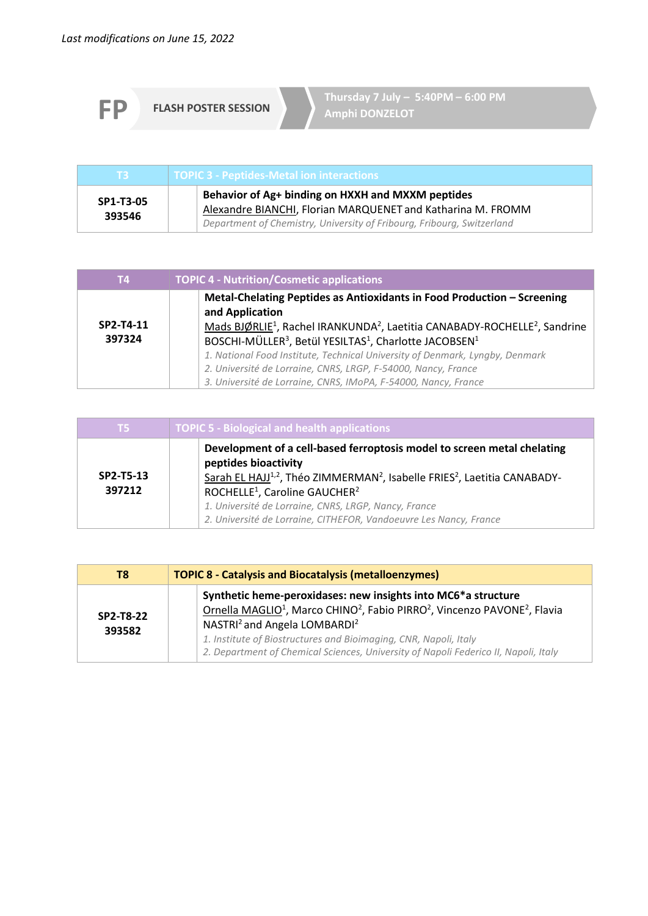*Last modifications on June 15, 2022*

# FP FLASH POSTER SESSION

**Thursday 7 July – 5:40PM – 6:00 PM**
**Amphi DONZELOT**

| T3 | | TOPIC 3 - Peptides-Metal ion interactions |
|---|---|---|
| **SP1-T3-05** **393546** | | **Behavior of Ag+ binding on HXXH and MXXM peptides** <br> Alexandre BIANCHI, Florian MARQUENET and Katharina M. FROMM <br> *Department of Chemistry, University of Fribourg, Fribourg, Switzerland* |

| T4 | | TOPIC 4 - Nutrition/Cosmetic applications |
|---|---|---|
| **SP2-T4-11** **397324** | | **Metal-Chelating Peptides as Antioxidants in Food Production – Screening and Application** <br> Mads BJØRLIE[1], Rachel IRANKUNDA[2], Laetitia CANABADY-ROCHELLE[2], Sandrine BOSCHI-MÜLLER[3], Betül YESILTAS[1], Charlotte JACOBSEN[1] <br> *1. National Food Institute, Technical University of Denmark, Lyngby, Denmark* <br> *2. Université de Lorraine, CNRS, LRGP, F-54000, Nancy, France* <br> *3. Université de Lorraine, CNRS, IMoPA, F-54000, Nancy, France* |

| T5 | | TOPIC 5 - Biological and health applications |
|---|---|---|
| **SP2-T5-13** **397212** | | **Development of a cell-based ferroptosis model to screen metal chelating peptides bioactivity** <br> Sarah EL HAJJ[1,2], Théo ZIMMERMAN[2], Isabelle FRIES[2], Laetitia CANABADY-ROCHELLE[1], Caroline GAUCHER[2] <br> *1. Université de Lorraine, CNRS, LRGP, Nancy, France* <br> *2. Université de Lorraine, CITHEFOR, Vandoeuvre Les Nancy, France* |

| T8 | | TOPIC 8 - Catalysis and Biocatalysis (metalloenzymes) |
|---|---|---|
| **SP2-T8-22** **393582** | | **Synthetic heme-peroxidases: new insights into MC6*a structure** <br> Ornella MAGLIO[1], Marco CHINO[2], Fabio PIRRO[2], Vincenzo PAVONE[2], Flavia NASTRI[2] and Angela LOMBARDI[2] <br> *1. Institute of Biostructures and Bioimaging, CNR, Napoli, Italy* <br> *2. Department of Chemical Sciences, University of Napoli Federico II, Napoli, Italy* |